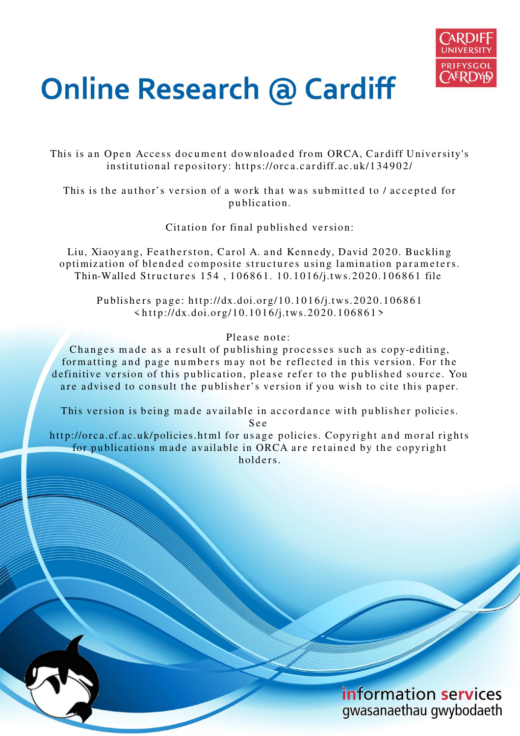# Online Research @ Cardiff

This is an Open Access document downloaded from ORCA, Cardiff University's institutional repository: https://orca.cardiff.ac.uk/134902/

This is the author's version of a work that was submitted to / accepted for publication.

Citation for final published version:

Liu, Xiaoyang, Featherston, Carol A. and Kennedy, David 2020. Buckling optimization of blended composite structures using lamination parameters. Thin-Walled Structures 154 , 106861. 10.1016/j.tws.2020.106861 file

Publishers page: http://dx.doi.org/10.1016/j.tws.2020.106861 <http://dx.doi.org/10.1016/j.tws.2020.106861>

Please note:
Changes made as a result of publishing processes such as copy-editing, formatting and page numbers may not be reflected in this version. For the definitive version of this publication, please refer to the published source. You are advised to consult the publisher's version if you wish to cite this paper.

This version is being made available in accordance with publisher policies. See http://orca.cf.ac.uk/policies.html for usage policies. Copyright and moral rights for publications made available in ORCA are retained by the copyright holders.

information services
gwasanaethau gwybodaeth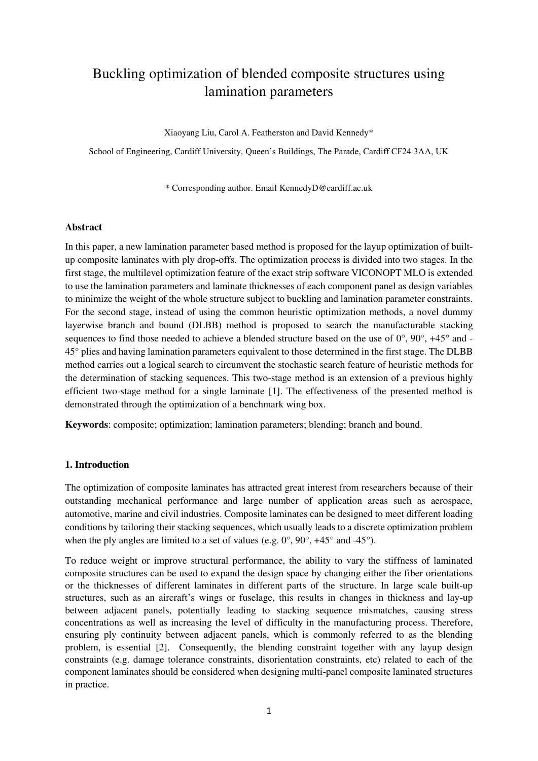# Buckling optimization of blended composite structures using lamination parameters

Xiaoyang Liu, Carol A. Featherston and David Kennedy*

School of Engineering, Cardiff University, Queen's Buildings, The Parade, Cardiff CF24 3AA, UK

* Corresponding author. Email KennedyD@cardiff.ac.uk

**Abstract**

In this paper, a new lamination parameter based method is proposed for the layup optimization of built-up composite laminates with ply drop-offs. The optimization process is divided into two stages. In the first stage, the multilevel optimization feature of the exact strip software VICONOPT MLO is extended to use the lamination parameters and laminate thicknesses of each component panel as design variables to minimize the weight of the whole structure subject to buckling and lamination parameter constraints. For the second stage, instead of using the common heuristic optimization methods, a novel dummy layerwise branch and bound (DLBB) method is proposed to search the manufacturable stacking sequences to find those needed to achieve a blended structure based on the use of 0°, 90°, +45° and -45° plies and having lamination parameters equivalent to those determined in the first stage. The DLBB method carries out a logical search to circumvent the stochastic search feature of heuristic methods for the determination of stacking sequences. This two-stage method is an extension of a previous highly efficient two-stage method for a single laminate [1]. The effectiveness of the presented method is demonstrated through the optimization of a benchmark wing box.

**Keywords**: composite; optimization; lamination parameters; blending; branch and bound.

## 1. Introduction

The optimization of composite laminates has attracted great interest from researchers because of their outstanding mechanical performance and large number of application areas such as aerospace, automotive, marine and civil industries. Composite laminates can be designed to meet different loading conditions by tailoring their stacking sequences, which usually leads to a discrete optimization problem when the ply angles are limited to a set of values (e.g. 0°, 90°, +45° and -45°).

To reduce weight or improve structural performance, the ability to vary the stiffness of laminated composite structures can be used to expand the design space by changing either the fiber orientations or the thicknesses of different laminates in different parts of the structure. In large scale built-up structures, such as an aircraft's wings or fuselage, this results in changes in thickness and lay-up between adjacent panels, potentially leading to stacking sequence mismatches, causing stress concentrations as well as increasing the level of difficulty in the manufacturing process. Therefore, ensuring ply continuity between adjacent panels, which is commonly referred to as the blending problem, is essential [2]. Consequently, the blending constraint together with any layup design constraints (e.g. damage tolerance constraints, disorientation constraints, etc) related to each of the component laminates should be considered when designing multi-panel composite laminated structures in practice.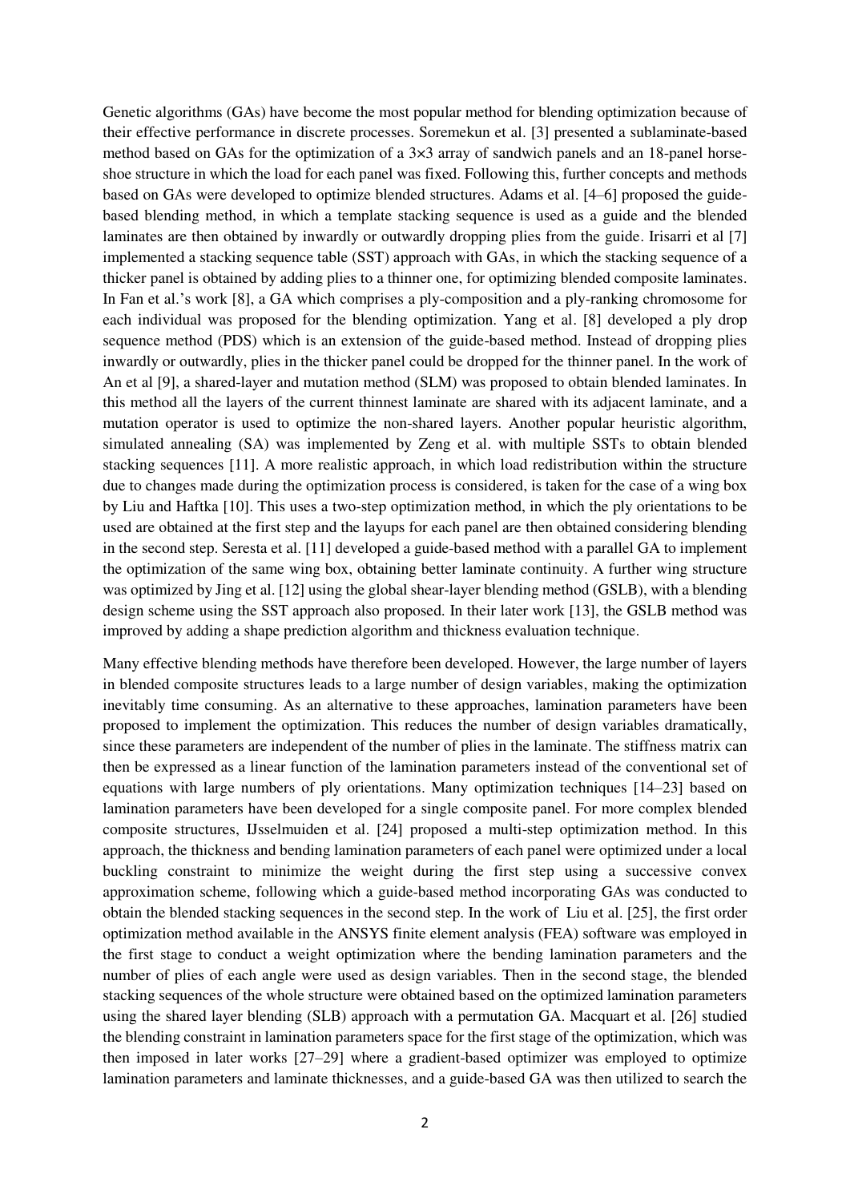Genetic algorithms (GAs) have become the most popular method for blending optimization because of their effective performance in discrete processes. Soremekun et al. [3] presented a sublaminate-based method based on GAs for the optimization of a 3×3 array of sandwich panels and an 18-panel horse-shoe structure in which the load for each panel was fixed. Following this, further concepts and methods based on GAs were developed to optimize blended structures. Adams et al. [4–6] proposed the guide-based blending method, in which a template stacking sequence is used as a guide and the blended laminates are then obtained by inwardly or outwardly dropping plies from the guide. Irisarri et al [7] implemented a stacking sequence table (SST) approach with GAs, in which the stacking sequence of a thicker panel is obtained by adding plies to a thinner one, for optimizing blended composite laminates. In Fan et al.'s work [8], a GA which comprises a ply-composition and a ply-ranking chromosome for each individual was proposed for the blending optimization. Yang et al. [8] developed a ply drop sequence method (PDS) which is an extension of the guide-based method. Instead of dropping plies inwardly or outwardly, plies in the thicker panel could be dropped for the thinner panel. In the work of An et al [9], a shared-layer and mutation method (SLM) was proposed to obtain blended laminates. In this method all the layers of the current thinnest laminate are shared with its adjacent laminate, and a mutation operator is used to optimize the non-shared layers. Another popular heuristic algorithm, simulated annealing (SA) was implemented by Zeng et al. with multiple SSTs to obtain blended stacking sequences [11]. A more realistic approach, in which load redistribution within the structure due to changes made during the optimization process is considered, is taken for the case of a wing box by Liu and Haftka [10]. This uses a two-step optimization method, in which the ply orientations to be used are obtained at the first step and the layups for each panel are then obtained considering blending in the second step. Seresta et al. [11] developed a guide-based method with a parallel GA to implement the optimization of the same wing box, obtaining better laminate continuity. A further wing structure was optimized by Jing et al. [12] using the global shear-layer blending method (GSLB), with a blending design scheme using the SST approach also proposed. In their later work [13], the GSLB method was improved by adding a shape prediction algorithm and thickness evaluation technique.

Many effective blending methods have therefore been developed. However, the large number of layers in blended composite structures leads to a large number of design variables, making the optimization inevitably time consuming. As an alternative to these approaches, lamination parameters have been proposed to implement the optimization. This reduces the number of design variables dramatically, since these parameters are independent of the number of plies in the laminate. The stiffness matrix can then be expressed as a linear function of the lamination parameters instead of the conventional set of equations with large numbers of ply orientations. Many optimization techniques [14–23] based on lamination parameters have been developed for a single composite panel. For more complex blended composite structures, IJsselmuiden et al. [24] proposed a multi-step optimization method. In this approach, the thickness and bending lamination parameters of each panel were optimized under a local buckling constraint to minimize the weight during the first step using a successive convex approximation scheme, following which a guide-based method incorporating GAs was conducted to obtain the blended stacking sequences in the second step. In the work of Liu et al. [25], the first order optimization method available in the ANSYS finite element analysis (FEA) software was employed in the first stage to conduct a weight optimization where the bending lamination parameters and the number of plies of each angle were used as design variables. Then in the second stage, the blended stacking sequences of the whole structure were obtained based on the optimized lamination parameters using the shared layer blending (SLB) approach with a permutation GA. Macquart et al. [26] studied the blending constraint in lamination parameters space for the first stage of the optimization, which was then imposed in later works [27–29] where a gradient-based optimizer was employed to optimize lamination parameters and laminate thicknesses, and a guide-based GA was then utilized to search the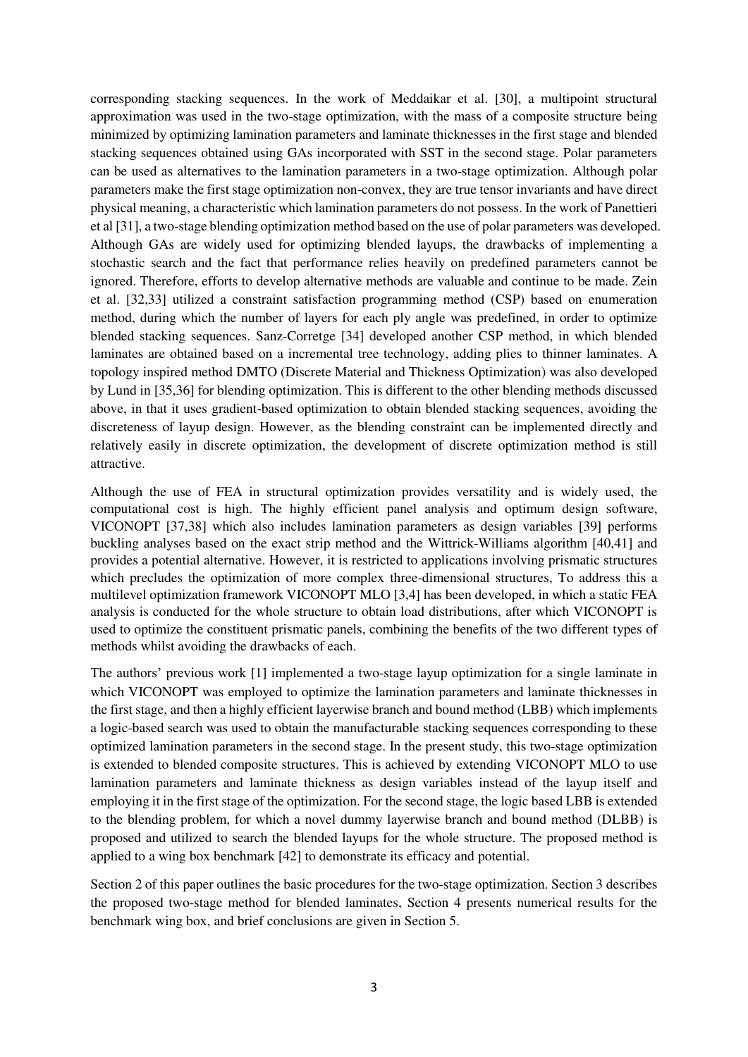corresponding stacking sequences. In the work of Meddaikar et al. [30], a multipoint structural approximation was used in the two-stage optimization, with the mass of a composite structure being minimized by optimizing lamination parameters and laminate thicknesses in the first stage and blended stacking sequences obtained using GAs incorporated with SST in the second stage. Polar parameters can be used as alternatives to the lamination parameters in a two-stage optimization. Although polar parameters make the first stage optimization non-convex, they are true tensor invariants and have direct physical meaning, a characteristic which lamination parameters do not possess. In the work of Panettieri et al [31], a two-stage blending optimization method based on the use of polar parameters was developed. Although GAs are widely used for optimizing blended layups, the drawbacks of implementing a stochastic search and the fact that performance relies heavily on predefined parameters cannot be ignored. Therefore, efforts to develop alternative methods are valuable and continue to be made. Zein et al. [32,33] utilized a constraint satisfaction programming method (CSP) based on enumeration method, during which the number of layers for each ply angle was predefined, in order to optimize blended stacking sequences. Sanz-Corretge [34] developed another CSP method, in which blended laminates are obtained based on a incremental tree technology, adding plies to thinner laminates. A topology inspired method DMTO (Discrete Material and Thickness Optimization) was also developed by Lund in [35,36] for blending optimization. This is different to the other blending methods discussed above, in that it uses gradient-based optimization to obtain blended stacking sequences, avoiding the discreteness of layup design. However, as the blending constraint can be implemented directly and relatively easily in discrete optimization, the development of discrete optimization method is still attractive.

Although the use of FEA in structural optimization provides versatility and is widely used, the computational cost is high. The highly efficient panel analysis and optimum design software, VICONOPT [37,38] which also includes lamination parameters as design variables [39] performs buckling analyses based on the exact strip method and the Wittrick-Williams algorithm [40,41] and provides a potential alternative. However, it is restricted to applications involving prismatic structures which precludes the optimization of more complex three-dimensional structures, To address this a multilevel optimization framework VICONOPT MLO [3,4] has been developed, in which a static FEA analysis is conducted for the whole structure to obtain load distributions, after which VICONOPT is used to optimize the constituent prismatic panels, combining the benefits of the two different types of methods whilst avoiding the drawbacks of each.

The authors' previous work [1] implemented a two-stage layup optimization for a single laminate in which VICONOPT was employed to optimize the lamination parameters and laminate thicknesses in the first stage, and then a highly efficient layerwise branch and bound method (LBB) which implements a logic-based search was used to obtain the manufacturable stacking sequences corresponding to these optimized lamination parameters in the second stage. In the present study, this two-stage optimization is extended to blended composite structures. This is achieved by extending VICONOPT MLO to use lamination parameters and laminate thickness as design variables instead of the layup itself and employing it in the first stage of the optimization. For the second stage, the logic based LBB is extended to the blending problem, for which a novel dummy layerwise branch and bound method (DLBB) is proposed and utilized to search the blended layups for the whole structure. The proposed method is applied to a wing box benchmark [42] to demonstrate its efficacy and potential.

Section 2 of this paper outlines the basic procedures for the two-stage optimization. Section 3 describes the proposed two-stage method for blended laminates, Section 4 presents numerical results for the benchmark wing box, and brief conclusions are given in Section 5.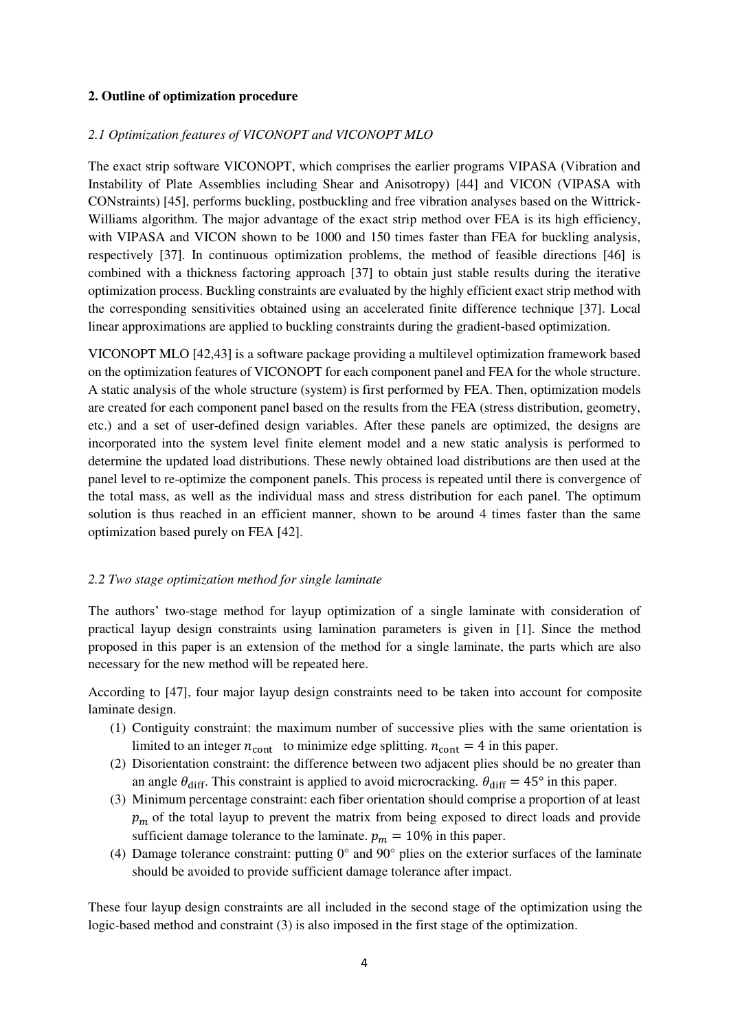## 2. Outline of optimization procedure

### *2.1 Optimization features of VICONOPT and VICONOPT MLO*

The exact strip software VICONOPT, which comprises the earlier programs VIPASA (Vibration and Instability of Plate Assemblies including Shear and Anisotropy) [44] and VICON (VIPASA with CONstraints) [45], performs buckling, postbuckling and free vibration analyses based on the Wittrick-Williams algorithm. The major advantage of the exact strip method over FEA is its high efficiency, with VIPASA and VICON shown to be 1000 and 150 times faster than FEA for buckling analysis, respectively [37]. In continuous optimization problems, the method of feasible directions [46] is combined with a thickness factoring approach [37] to obtain just stable results during the iterative optimization process. Buckling constraints are evaluated by the highly efficient exact strip method with the corresponding sensitivities obtained using an accelerated finite difference technique [37]. Local linear approximations are applied to buckling constraints during the gradient-based optimization.

VICONOPT MLO [42,43] is a software package providing a multilevel optimization framework based on the optimization features of VICONOPT for each component panel and FEA for the whole structure. A static analysis of the whole structure (system) is first performed by FEA. Then, optimization models are created for each component panel based on the results from the FEA (stress distribution, geometry, etc.) and a set of user-defined design variables. After these panels are optimized, the designs are incorporated into the system level finite element model and a new static analysis is performed to determine the updated load distributions. These newly obtained load distributions are then used at the panel level to re-optimize the component panels. This process is repeated until there is convergence of the total mass, as well as the individual mass and stress distribution for each panel. The optimum solution is thus reached in an efficient manner, shown to be around 4 times faster than the same optimization based purely on FEA [42].

### *2.2 Two stage optimization method for single laminate*

The authors' two-stage method for layup optimization of a single laminate with consideration of practical layup design constraints using lamination parameters is given in [1]. Since the method proposed in this paper is an extension of the method for a single laminate, the parts which are also necessary for the new method will be repeated here.

According to [47], four major layup design constraints need to be taken into account for composite laminate design.

(1) Contiguity constraint: the maximum number of successive plies with the same orientation is limited to an integer $n_{\text{cont}}$ to minimize edge splitting. $n_{\text{cont}} = 4$ in this paper.

(2) Disorientation constraint: the difference between two adjacent plies should be no greater than an angle $\theta_{\text{diff}}$. This constraint is applied to avoid microcracking. $\theta_{\text{diff}} = 45°$ in this paper.

(3) Minimum percentage constraint: each fiber orientation should comprise a proportion of at least $p_m$ of the total layup to prevent the matrix from being exposed to direct loads and provide sufficient damage tolerance to the laminate. $p_m = 10\%$ in this paper.

(4) Damage tolerance constraint: putting 0° and 90° plies on the exterior surfaces of the laminate should be avoided to provide sufficient damage tolerance after impact.

These four layup design constraints are all included in the second stage of the optimization using the logic-based method and constraint (3) is also imposed in the first stage of the optimization.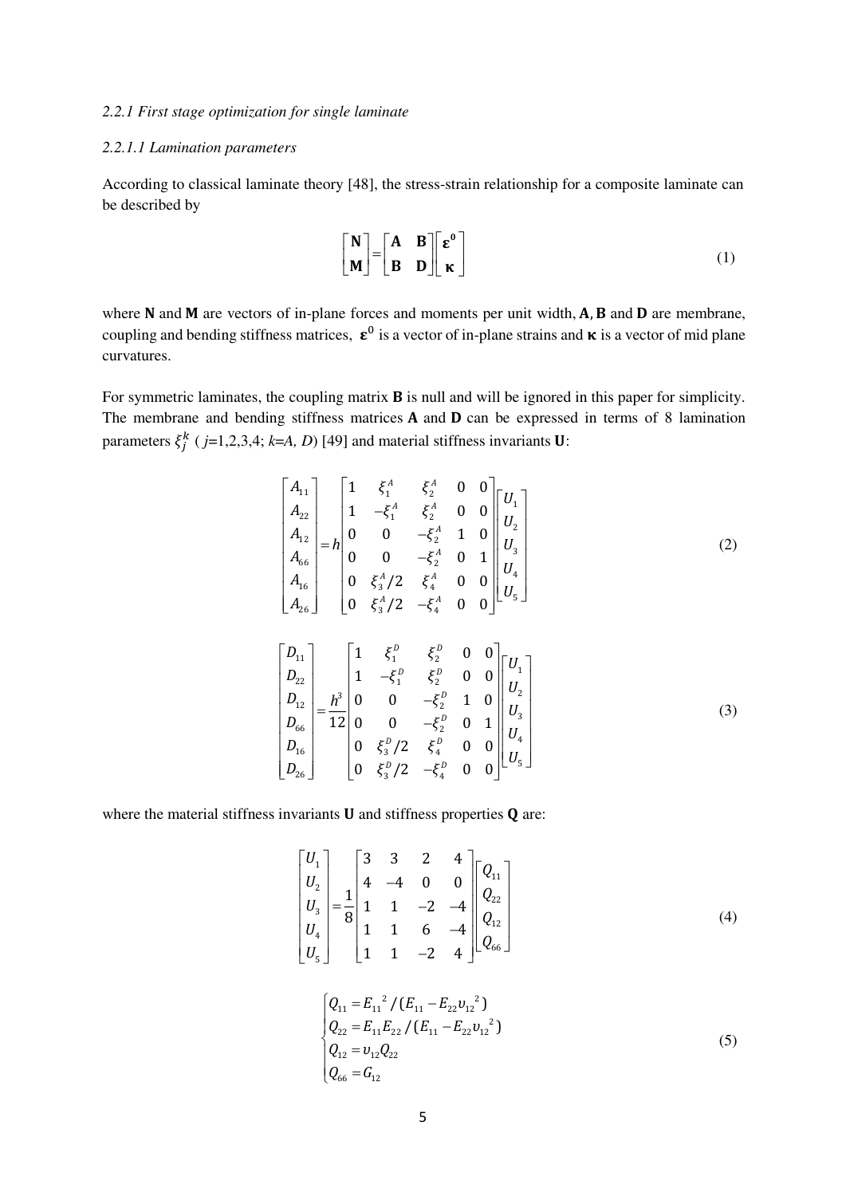*2.2.1 First stage optimization for single laminate*

*2.2.1.1 Lamination parameters*

According to classical laminate theory [48], the stress-strain relationship for a composite laminate can be described by

$$\begin{bmatrix} \mathbf{N} \\ \mathbf{M} \end{bmatrix} = \begin{bmatrix} \mathbf{A} & \mathbf{B} \\ \mathbf{B} & \mathbf{D} \end{bmatrix} \begin{bmatrix} \boldsymbol{\varepsilon}^0 \\ \boldsymbol{\kappa} \end{bmatrix} \tag{1}$$

where $\mathbf{N}$ and $\mathbf{M}$ are vectors of in-plane forces and moments per unit width, $\mathbf{A}$, $\mathbf{B}$ and $\mathbf{D}$ are membrane, coupling and bending stiffness matrices, $\boldsymbol{\varepsilon}^0$ is a vector of in-plane strains and $\boldsymbol{\kappa}$ is a vector of mid plane curvatures.

For symmetric laminates, the coupling matrix $\mathbf{B}$ is null and will be ignored in this paper for simplicity. The membrane and bending stiffness matrices $\mathbf{A}$ and $\mathbf{D}$ can be expressed in terms of 8 lamination parameters $\xi_j^k$ ( $j$=1,2,3,4; $k$=$A$, $D$) [49] and material stiffness invariants $\mathbf{U}$:

$$\begin{bmatrix} A_{11} \\ A_{22} \\ A_{12} \\ A_{66} \\ A_{16} \\ A_{26} \end{bmatrix} = h \begin{bmatrix} 1 & \xi_1^A & \xi_2^A & 0 & 0 \\ 1 & -\xi_1^A & \xi_2^A & 0 & 0 \\ 0 & 0 & -\xi_2^A & 1 & 0 \\ 0 & 0 & -\xi_2^A & 0 & 1 \\ 0 & \xi_3^A/2 & \xi_4^A & 0 & 0 \\ 0 & \xi_3^A/2 & -\xi_4^A & 0 & 0 \end{bmatrix} \begin{bmatrix} U_1 \\ U_2 \\ U_3 \\ U_4 \\ U_5 \end{bmatrix} \tag{2}$$

$$\begin{bmatrix} D_{11} \\ D_{22} \\ D_{12} \\ D_{66} \\ D_{16} \\ D_{26} \end{bmatrix} = \frac{h^3}{12} \begin{bmatrix} 1 & \xi_1^D & \xi_2^D & 0 & 0 \\ 1 & -\xi_1^D & \xi_2^D & 0 & 0 \\ 0 & 0 & -\xi_2^D & 1 & 0 \\ 0 & 0 & -\xi_2^D & 0 & 1 \\ 0 & \xi_3^D/2 & \xi_4^D & 0 & 0 \\ 0 & \xi_3^D/2 & -\xi_4^D & 0 & 0 \end{bmatrix} \begin{bmatrix} U_1 \\ U_2 \\ U_3 \\ U_4 \\ U_5 \end{bmatrix} \tag{3}$$

where the material stiffness invariants $\mathbf{U}$ and stiffness properties $\mathbf{Q}$ are:

$$\begin{bmatrix} U_1 \\ U_2 \\ U_3 \\ U_4 \\ U_5 \end{bmatrix} = \frac{1}{8} \begin{bmatrix} 3 & 3 & 2 & 4 \\ 4 & -4 & 0 & 0 \\ 1 & 1 & -2 & -4 \\ 1 & 1 & 6 & -4 \\ 1 & 1 & -2 & 4 \end{bmatrix} \begin{bmatrix} Q_{11} \\ Q_{22} \\ Q_{12} \\ Q_{66} \end{bmatrix} \tag{4}$$

$$\begin{cases} Q_{11} = E_{11}{}^2 / (E_{11} - E_{22}\upsilon_{12}{}^2) \\ Q_{22} = E_{11}E_{22} / (E_{11} - E_{22}\upsilon_{12}{}^2) \\ Q_{12} = \upsilon_{12}Q_{22} \\ Q_{66} = G_{12} \end{cases} \tag{5}$$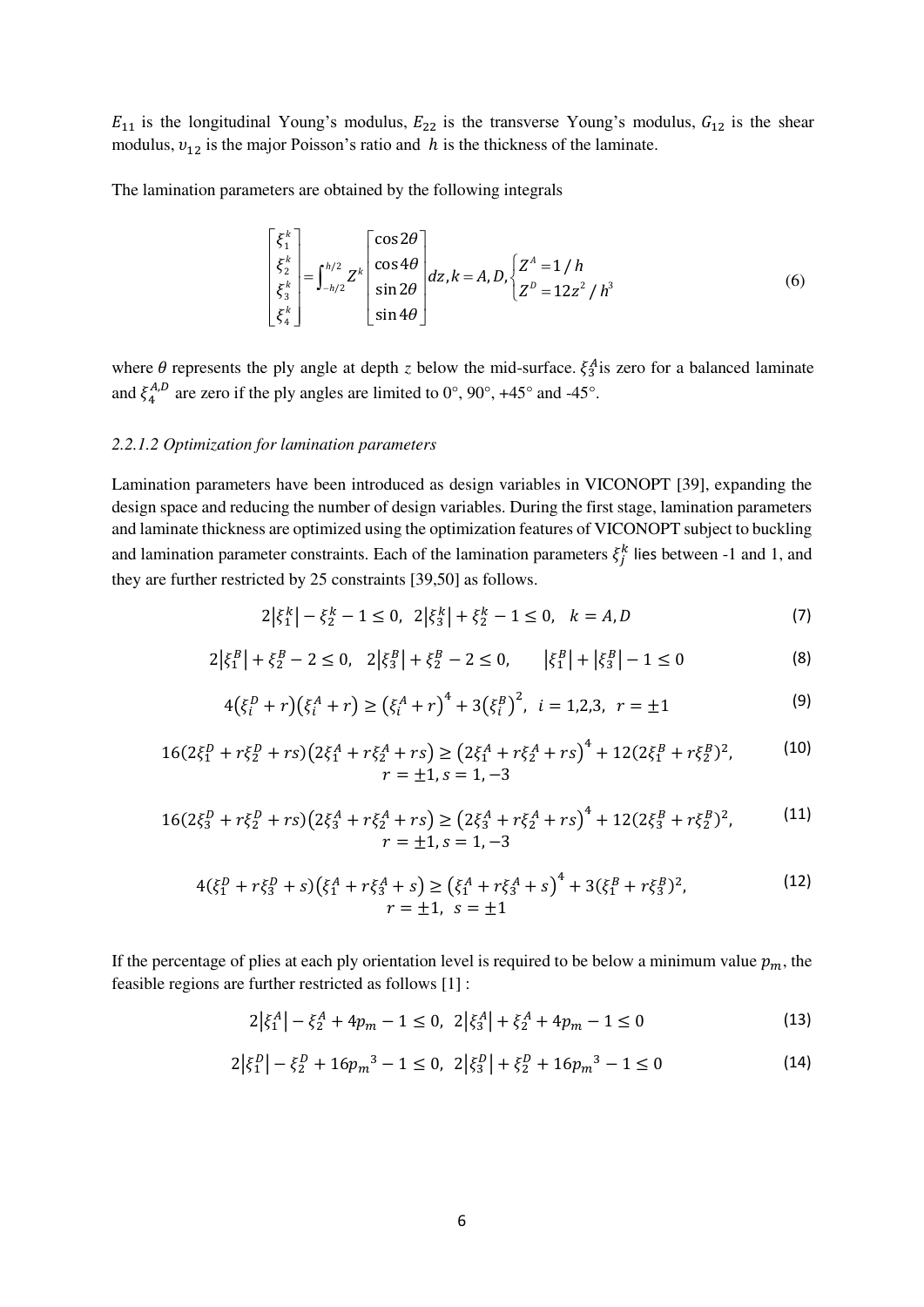$E_{11}$ is the longitudinal Young's modulus, $E_{22}$ is the transverse Young's modulus, $G_{12}$ is the shear modulus, $\upsilon_{12}$ is the major Poisson's ratio and $h$ is the thickness of the laminate.

The lamination parameters are obtained by the following integrals

$$\begin{bmatrix} \xi_1^k \\ \xi_2^k \\ \xi_3^k \\ \xi_4^k \end{bmatrix} = \int_{-h/2}^{h/2} Z^k \begin{bmatrix} \cos 2\theta \\ \cos 4\theta \\ \sin 2\theta \\ \sin 4\theta \end{bmatrix} dz, k = A, D, \begin{cases} Z^A = 1/h \\ Z^D = 12z^2/h^3 \end{cases} \tag{6}$$

where $\theta$ represents the ply angle at depth *z* below the mid-surface. $\xi_3^A$ is zero for a balanced laminate and $\xi_4^{A,D}$ are zero if the ply angles are limited to 0°, 90°, +45° and -45°.

#### *2.2.1.2 Optimization for lamination parameters*

Lamination parameters have been introduced as design variables in VICONOPT [39], expanding the design space and reducing the number of design variables. During the first stage, lamination parameters and laminate thickness are optimized using the optimization features of VICONOPT subject to buckling and lamination parameter constraints. Each of the lamination parameters $\xi_j^k$ lies between -1 and 1, and they are further restricted by 25 constraints [39,50] as follows.

$$2\left|\xi_1^k\right| - \xi_2^k - 1 \le 0, \quad 2\left|\xi_3^k\right| + \xi_2^k - 1 \le 0, \quad k = A, D \tag{7}$$

$$2\left|\xi_1^B\right| + \xi_2^B - 2 \le 0, \quad 2\left|\xi_3^B\right| + \xi_2^B - 2 \le 0, \qquad \left|\xi_1^B\right| + \left|\xi_3^B\right| - 1 \le 0 \tag{8}$$

$$4\left(\xi_i^D + r\right)\left(\xi_i^A + r\right) \ge \left(\xi_i^A + r\right)^4 + 3\left(\xi_i^B\right)^2, \quad i = 1,2,3, \quad r = \pm 1 \tag{9}$$

$$16\left(2\xi_1^D + r\xi_2^D + rs\right)\left(2\xi_1^A + r\xi_2^A + rs\right) \ge \left(2\xi_1^A + r\xi_2^A + rs\right)^4 + 12\left(2\xi_1^B + r\xi_2^B\right)^2, \quad r = \pm 1, s = 1, -3 \tag{10}$$

$$16\left(2\xi_3^D + r\xi_2^D + rs\right)\left(2\xi_3^A + r\xi_2^A + rs\right) \ge \left(2\xi_3^A + r\xi_2^A + rs\right)^4 + 12\left(2\xi_3^B + r\xi_2^B\right)^2, \quad r = \pm 1, s = 1, -3 \tag{11}$$

$$4\left(\xi_1^D + r\xi_3^D + s\right)\left(\xi_1^A + r\xi_3^A + s\right) \ge \left(\xi_1^A + r\xi_3^A + s\right)^4 + 3\left(\xi_1^B + r\xi_3^B\right)^2, \quad r = \pm 1, \ s = \pm 1 \tag{12}$$

If the percentage of plies at each ply orientation level is required to be below a minimum value $p_m$, the feasible regions are further restricted as follows [1] :

$$2\left|\xi_1^A\right| - \xi_2^A + 4p_m - 1 \le 0, \quad 2\left|\xi_3^A\right| + \xi_2^A + 4p_m - 1 \le 0 \tag{13}$$

$$2\left|\xi_1^D\right| - \xi_2^D + 16{p_m}^3 - 1 \le 0, \quad 2\left|\xi_3^D\right| + \xi_2^D + 16{p_m}^3 - 1 \le 0 \tag{14}$$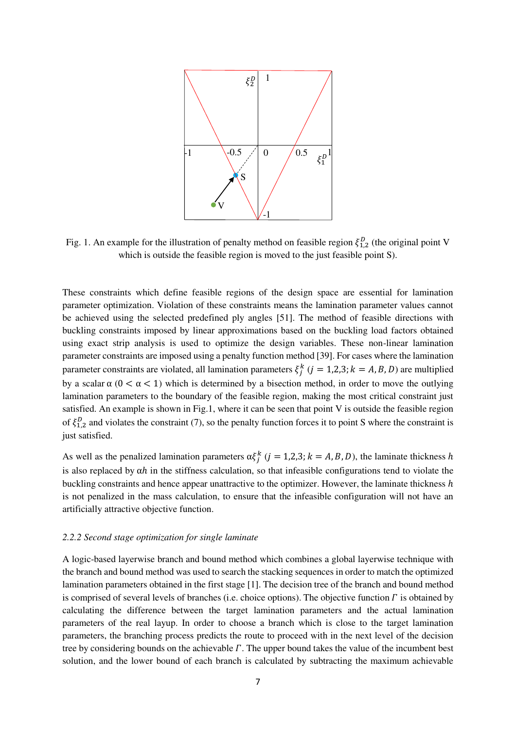Fig. 1. An example for the illustration of penalty method on feasible region $\xi_{1,2}^D$ (the original point V which is outside the feasible region is moved to the just feasible point S).

These constraints which define feasible regions of the design space are essential for lamination parameter optimization. Violation of these constraints means the lamination parameter values cannot be achieved using the selected predefined ply angles [51]. The method of feasible directions with buckling constraints imposed by linear approximations based on the buckling load factors obtained using exact strip analysis is used to optimize the design variables. These non-linear lamination parameter constraints are imposed using a penalty function method [39]. For cases where the lamination parameter constraints are violated, all lamination parameters $\xi_j^k$ ($j = 1,2,3; k = A, B, D$) are multiplied by a scalar $\alpha$ ($0 < \alpha < 1$) which is determined by a bisection method, in order to move the outlying lamination parameters to the boundary of the feasible region, making the most critical constraint just satisfied. An example is shown in Fig.1, where it can be seen that point V is outside the feasible region of $\xi_{1,2}^D$ and violates the constraint (7), so the penalty function forces it to point S where the constraint is just satisfied.

As well as the penalized lamination parameters $\alpha\xi_j^k$ ($j = 1,2,3; k = A, B, D$), the laminate thickness $h$ is also replaced by $\alpha h$ in the stiffness calculation, so that infeasible configurations tend to violate the buckling constraints and hence appear unattractive to the optimizer. However, the laminate thickness $h$ is not penalized in the mass calculation, to ensure that the infeasible configuration will not have an artificially attractive objective function.

### *2.2.2 Second stage optimization for single laminate*

A logic-based layerwise branch and bound method which combines a global layerwise technique with the branch and bound method was used to search the stacking sequences in order to match the optimized lamination parameters obtained in the first stage [1]. The decision tree of the branch and bound method is comprised of several levels of branches (i.e. choice options). The objective function $\Gamma$ is obtained by calculating the difference between the target lamination parameters and the actual lamination parameters of the real layup. In order to choose a branch which is close to the target lamination parameters, the branching process predicts the route to proceed with in the next level of the decision tree by considering bounds on the achievable $\Gamma$. The upper bound takes the value of the incumbent best solution, and the lower bound of each branch is calculated by subtracting the maximum achievable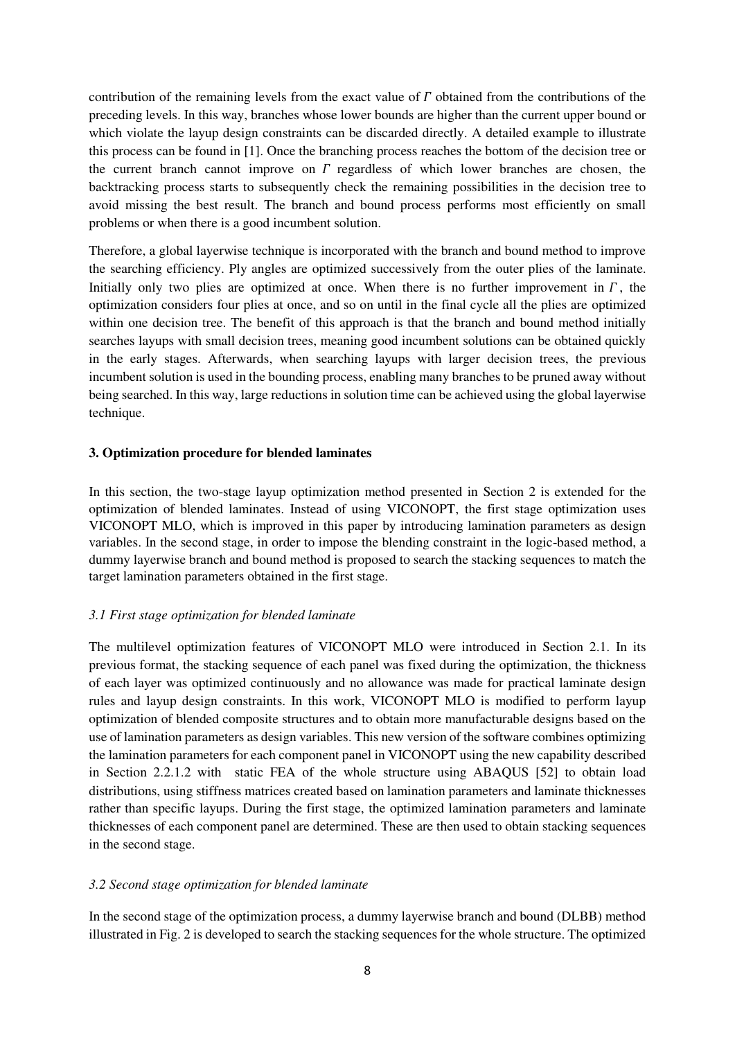contribution of the remaining levels from the exact value of $\Gamma$ obtained from the contributions of the preceding levels. In this way, branches whose lower bounds are higher than the current upper bound or which violate the layup design constraints can be discarded directly. A detailed example to illustrate this process can be found in [1]. Once the branching process reaches the bottom of the decision tree or the current branch cannot improve on $\Gamma$ regardless of which lower branches are chosen, the backtracking process starts to subsequently check the remaining possibilities in the decision tree to avoid missing the best result. The branch and bound process performs most efficiently on small problems or when there is a good incumbent solution.

Therefore, a global layerwise technique is incorporated with the branch and bound method to improve the searching efficiency. Ply angles are optimized successively from the outer plies of the laminate. Initially only two plies are optimized at once. When there is no further improvement in $\Gamma$, the optimization considers four plies at once, and so on until in the final cycle all the plies are optimized within one decision tree. The benefit of this approach is that the branch and bound method initially searches layups with small decision trees, meaning good incumbent solutions can be obtained quickly in the early stages. Afterwards, when searching layups with larger decision trees, the previous incumbent solution is used in the bounding process, enabling many branches to be pruned away without being searched. In this way, large reductions in solution time can be achieved using the global layerwise technique.

### 3. Optimization procedure for blended laminates

In this section, the two-stage layup optimization method presented in Section 2 is extended for the optimization of blended laminates. Instead of using VICONOPT, the first stage optimization uses VICONOPT MLO, which is improved in this paper by introducing lamination parameters as design variables. In the second stage, in order to impose the blending constraint in the logic-based method, a dummy layerwise branch and bound method is proposed to search the stacking sequences to match the target lamination parameters obtained in the first stage.

#### *3.1 First stage optimization for blended laminate*

The multilevel optimization features of VICONOPT MLO were introduced in Section 2.1. In its previous format, the stacking sequence of each panel was fixed during the optimization, the thickness of each layer was optimized continuously and no allowance was made for practical laminate design rules and layup design constraints. In this work, VICONOPT MLO is modified to perform layup optimization of blended composite structures and to obtain more manufacturable designs based on the use of lamination parameters as design variables. This new version of the software combines optimizing the lamination parameters for each component panel in VICONOPT using the new capability described in Section 2.2.1.2 with static FEA of the whole structure using ABAQUS [52] to obtain load distributions, using stiffness matrices created based on lamination parameters and laminate thicknesses rather than specific layups. During the first stage, the optimized lamination parameters and laminate thicknesses of each component panel are determined. These are then used to obtain stacking sequences in the second stage.

#### *3.2 Second stage optimization for blended laminate*

In the second stage of the optimization process, a dummy layerwise branch and bound (DLBB) method illustrated in Fig. 2 is developed to search the stacking sequences for the whole structure. The optimized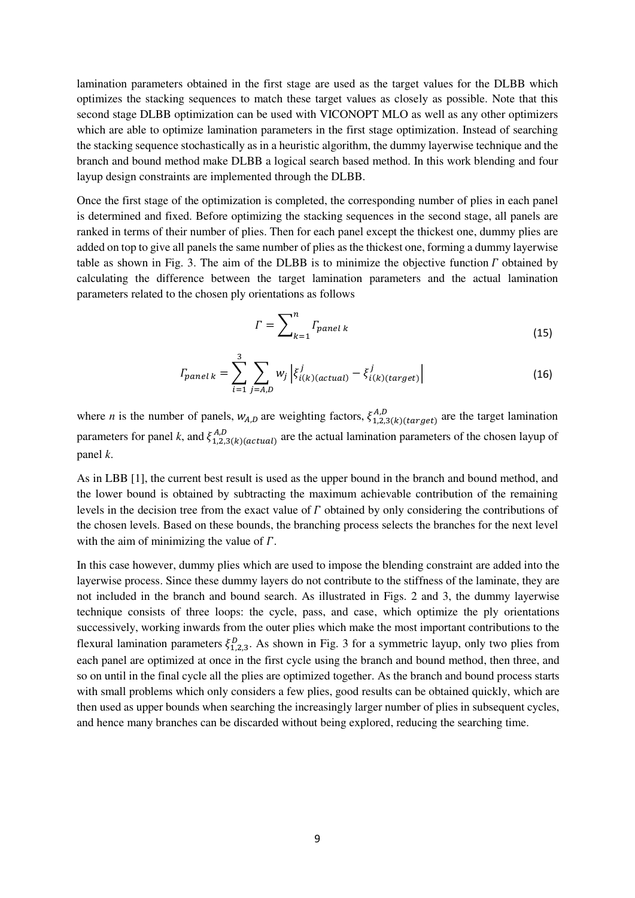lamination parameters obtained in the first stage are used as the target values for the DLBB which optimizes the stacking sequences to match these target values as closely as possible. Note that this second stage DLBB optimization can be used with VICONOPT MLO as well as any other optimizers which are able to optimize lamination parameters in the first stage optimization. Instead of searching the stacking sequence stochastically as in a heuristic algorithm, the dummy layerwise technique and the branch and bound method make DLBB a logical search based method. In this work blending and four layup design constraints are implemented through the DLBB.

Once the first stage of the optimization is completed, the corresponding number of plies in each panel is determined and fixed. Before optimizing the stacking sequences in the second stage, all panels are ranked in terms of their number of plies. Then for each panel except the thickest one, dummy plies are added on top to give all panels the same number of plies as the thickest one, forming a dummy layerwise table as shown in Fig. 3. The aim of the DLBB is to minimize the objective function $\Gamma$ obtained by calculating the difference between the target lamination parameters and the actual lamination parameters related to the chosen ply orientations as follows

$$\Gamma = \sum_{k=1}^{n} \Gamma_{panel\ k} \tag{15}$$

$$\Gamma_{panel\ k} = \sum_{i=1}^{3} \sum_{j=A,D} w_j \left| \xi_{i(k)(actual)}^{j} - \xi_{i(k)(target)}^{j} \right| \tag{16}$$

where $n$ is the number of panels, $w_{A,D}$ are weighting factors, $\xi_{1,2,3(k)(target)}^{A,D}$ are the target lamination parameters for panel $k$, and $\xi_{1,2,3(k)(actual)}^{A,D}$ are the actual lamination parameters of the chosen layup of panel $k$.

As in LBB [1], the current best result is used as the upper bound in the branch and bound method, and the lower bound is obtained by subtracting the maximum achievable contribution of the remaining levels in the decision tree from the exact value of $\Gamma$ obtained by only considering the contributions of the chosen levels. Based on these bounds, the branching process selects the branches for the next level with the aim of minimizing the value of $\Gamma$.

In this case however, dummy plies which are used to impose the blending constraint are added into the layerwise process. Since these dummy layers do not contribute to the stiffness of the laminate, they are not included in the branch and bound search. As illustrated in Figs. 2 and 3, the dummy layerwise technique consists of three loops: the cycle, pass, and case, which optimize the ply orientations successively, working inwards from the outer plies which make the most important contributions to the flexural lamination parameters $\xi_{1,2,3}^{D}$. As shown in Fig. 3 for a symmetric layup, only two plies from each panel are optimized at once in the first cycle using the branch and bound method, then three, and so on until in the final cycle all the plies are optimized together. As the branch and bound process starts with small problems which only considers a few plies, good results can be obtained quickly, which are then used as upper bounds when searching the increasingly larger number of plies in subsequent cycles, and hence many branches can be discarded without being explored, reducing the searching time.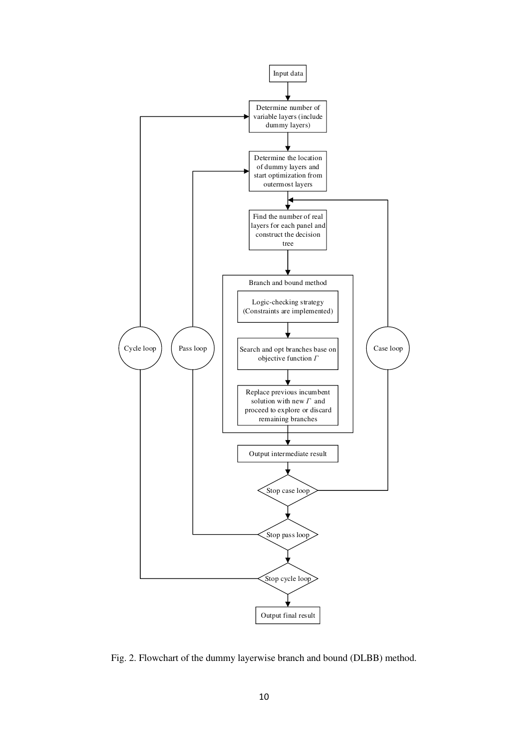Input data

Determine number of variable layers (include dummy layers)

Determine the location of dummy layers and start optimization from outermost layers

Find the number of real layers for each panel and construct the decision tree

Branch and bound method

Logic-checking strategy (Constraints are implemented)

Search and opt branches base on objective function $\Gamma$

Replace previous incumbent solution with new $\Gamma$ and proceed to explore or discard remaining branches

Output intermediate result

Stop case loop

Stop pass loop

Stop cycle loop

Output final result

Cycle loop

Pass loop

Case loop

Fig. 2. Flowchart of the dummy layerwise branch and bound (DLBB) method.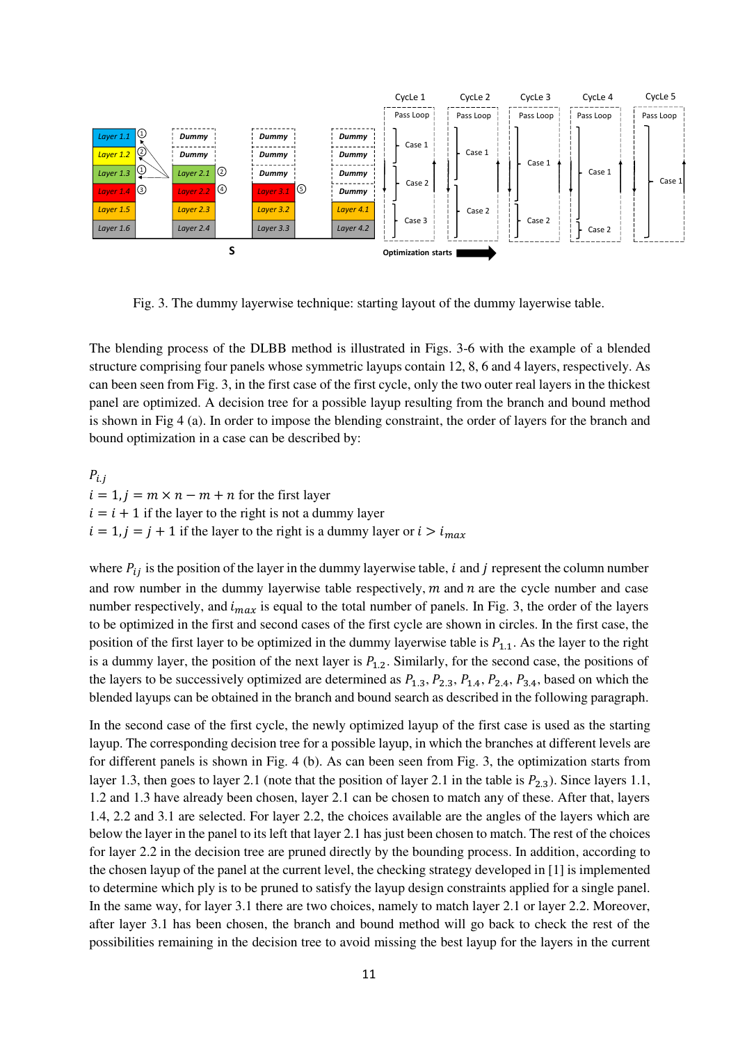Fig. 3. The dummy layerwise technique: starting layout of the dummy layerwise table.

The blending process of the DLBB method is illustrated in Figs. 3-6 with the example of a blended structure comprising four panels whose symmetric layups contain 12, 8, 6 and 4 layers, respectively. As can been seen from Fig. 3, in the first case of the first cycle, only the two outer real layers in the thickest panel are optimized. A decision tree for a possible layup resulting from the branch and bound method is shown in Fig 4 (a). In order to impose the blending constraint, the order of layers for the branch and bound optimization in a case can be described by:

$P_{i,j}$

$i = 1, j = m \times n - m + n$ for the first layer

$i = i + 1$ if the layer to the right is not a dummy layer

$i = 1, j = j + 1$ if the layer to the right is a dummy layer or $i > i_{max}$

where $P_{ij}$ is the position of the layer in the dummy layerwise table, $i$ and $j$ represent the column number and row number in the dummy layerwise table respectively, $m$ and $n$ are the cycle number and case number respectively, and $i_{max}$ is equal to the total number of panels. In Fig. 3, the order of the layers to be optimized in the first and second cases of the first cycle are shown in circles. In the first case, the position of the first layer to be optimized in the dummy layerwise table is $P_{1.1}$. As the layer to the right is a dummy layer, the position of the next layer is $P_{1.2}$. Similarly, for the second case, the positions of the layers to be successively optimized are determined as $P_{1.3}$, $P_{2.3}$, $P_{1.4}$, $P_{2.4}$, $P_{3.4}$, based on which the blended layups can be obtained in the branch and bound search as described in the following paragraph.

In the second case of the first cycle, the newly optimized layup of the first case is used as the starting layup. The corresponding decision tree for a possible layup, in which the branches at different levels are for different panels is shown in Fig. 4 (b). As can been seen from Fig. 3, the optimization starts from layer 1.3, then goes to layer 2.1 (note that the position of layer 2.1 in the table is $P_{2.3}$). Since layers 1.1, 1.2 and 1.3 have already been chosen, layer 2.1 can be chosen to match any of these. After that, layers 1.4, 2.2 and 3.1 are selected. For layer 2.2, the choices available are the angles of the layers which are below the layer in the panel to its left that layer 2.1 has just been chosen to match. The rest of the choices for layer 2.2 in the decision tree are pruned directly by the bounding process. In addition, according to the chosen layup of the panel at the current level, the checking strategy developed in [1] is implemented to determine which ply is to be pruned to satisfy the layup design constraints applied for a single panel. In the same way, for layer 3.1 there are two choices, namely to match layer 2.1 or layer 2.2. Moreover, after layer 3.1 has been chosen, the branch and bound method will go back to check the rest of the possibilities remaining in the decision tree to avoid missing the best layup for the layers in the current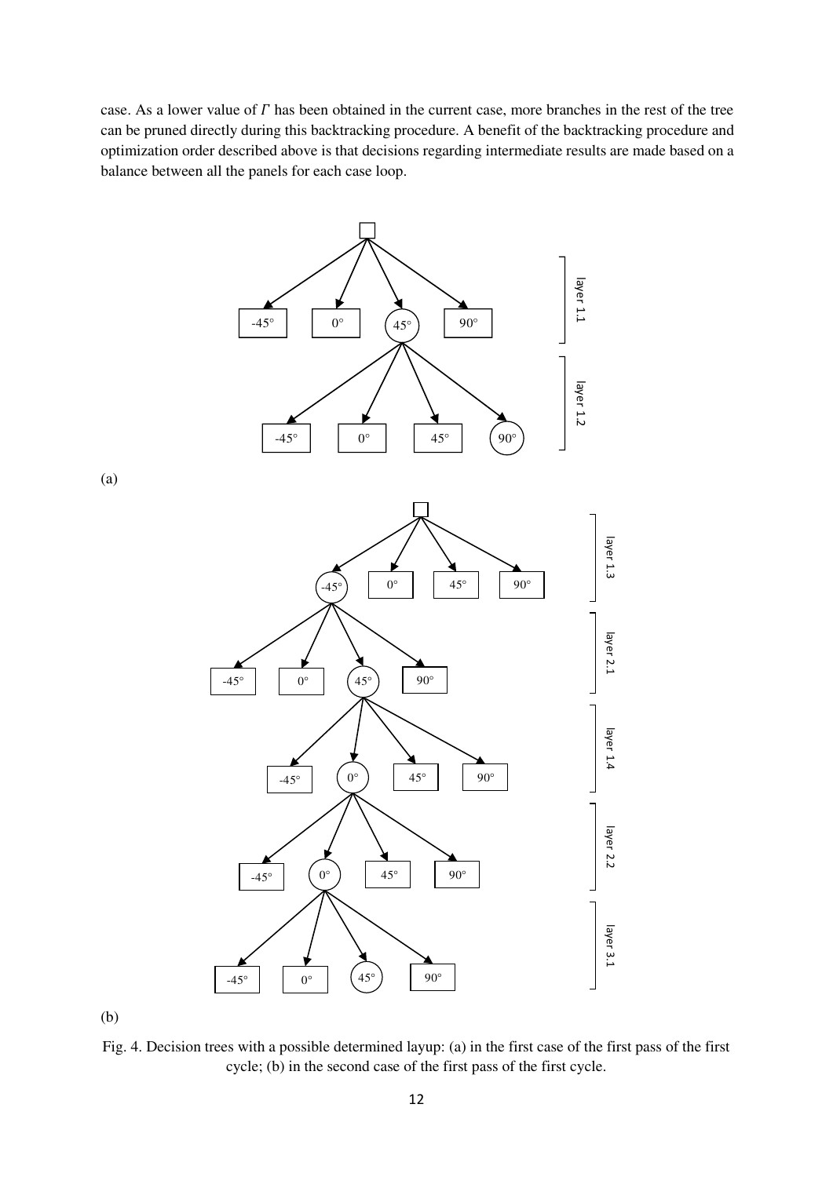case. As a lower value of $\Gamma$ has been obtained in the current case, more branches in the rest of the tree can be pruned directly during this backtracking procedure. A benefit of the backtracking procedure and optimization order described above is that decisions regarding intermediate results are made based on a balance between all the panels for each case loop.

(a)

(b)

Fig. 4. Decision trees with a possible determined layup: (a) in the first case of the first pass of the first cycle; (b) in the second case of the first pass of the first cycle.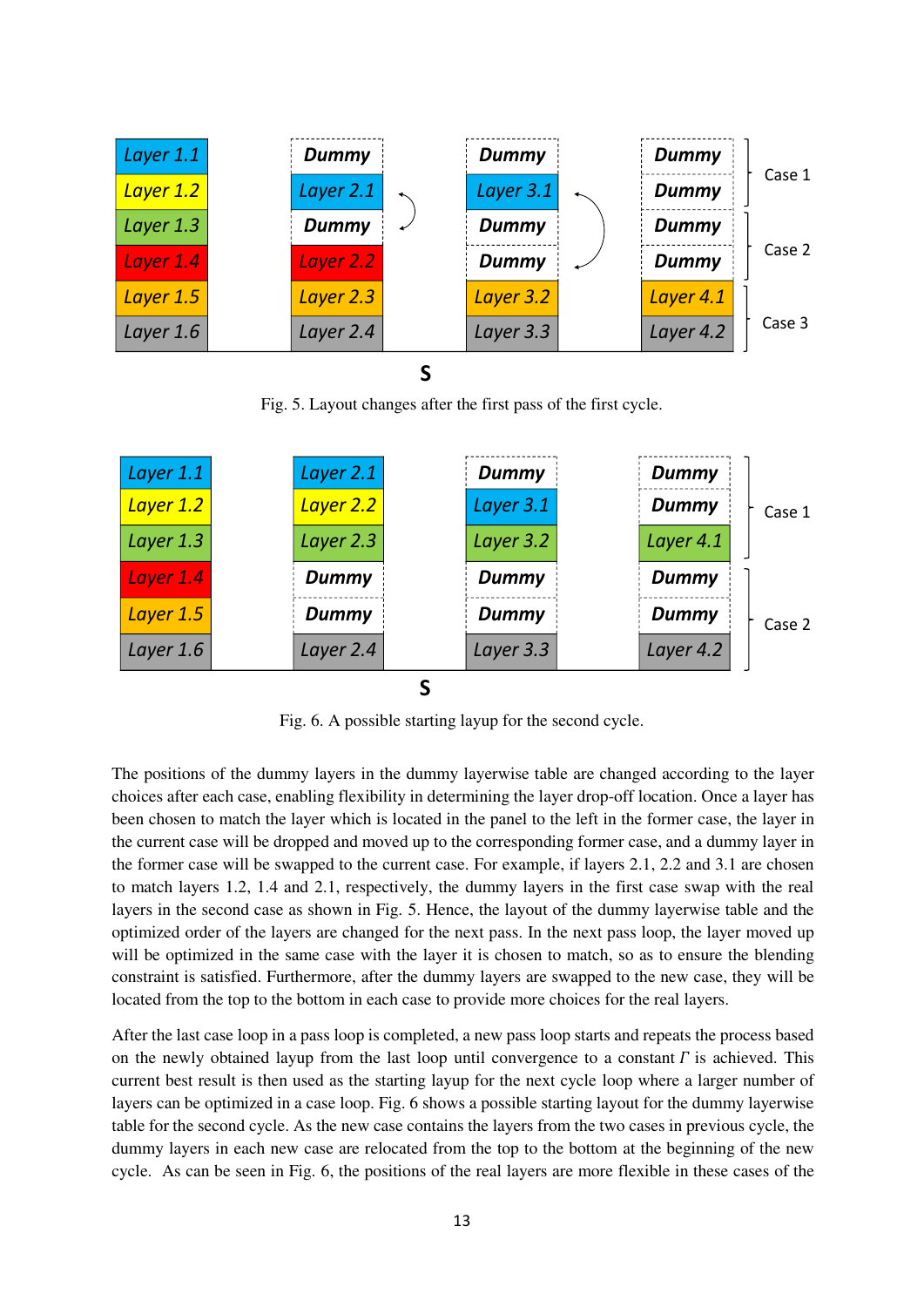Fig. 5. Layout changes after the first pass of the first cycle.

Fig. 6. A possible starting layup for the second cycle.

The positions of the dummy layers in the dummy layerwise table are changed according to the layer choices after each case, enabling flexibility in determining the layer drop-off location. Once a layer has been chosen to match the layer which is located in the panel to the left in the former case, the layer in the current case will be dropped and moved up to the corresponding former case, and a dummy layer in the former case will be swapped to the current case. For example, if layers 2.1, 2.2 and 3.1 are chosen to match layers 1.2, 1.4 and 2.1, respectively, the dummy layers in the first case swap with the real layers in the second case as shown in Fig. 5. Hence, the layout of the dummy layerwise table and the optimized order of the layers are changed for the next pass. In the next pass loop, the layer moved up will be optimized in the same case with the layer it is chosen to match, so as to ensure the blending constraint is satisfied. Furthermore, after the dummy layers are swapped to the new case, they will be located from the top to the bottom in each case to provide more choices for the real layers.

After the last case loop in a pass loop is completed, a new pass loop starts and repeats the process based on the newly obtained layup from the last loop until convergence to a constant $\Gamma$ is achieved. This current best result is then used as the starting layup for the next cycle loop where a larger number of layers can be optimized in a case loop. Fig. 6 shows a possible starting layout for the dummy layerwise table for the second cycle. As the new case contains the layers from the two cases in previous cycle, the dummy layers in each new case are relocated from the top to the bottom at the beginning of the new cycle. As can be seen in Fig. 6, the positions of the real layers are more flexible in these cases of the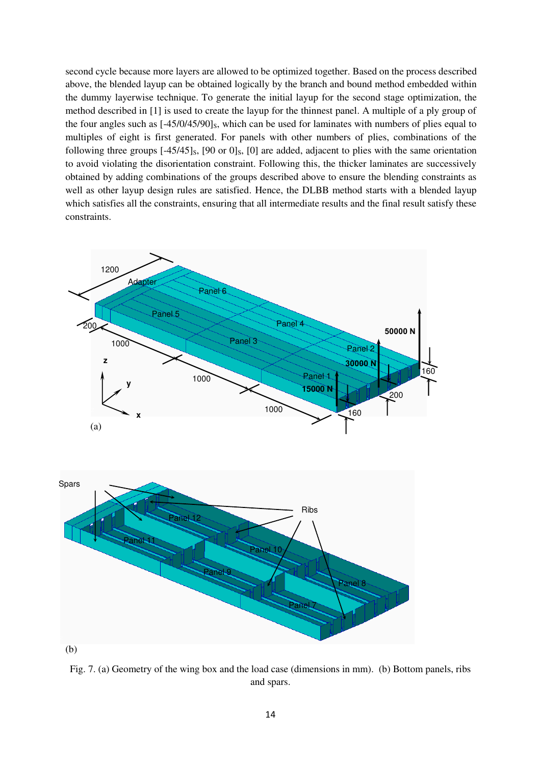second cycle because more layers are allowed to be optimized together. Based on the process described above, the blended layup can be obtained logically by the branch and bound method embedded within the dummy layerwise technique. To generate the initial layup for the second stage optimization, the method described in [1] is used to create the layup for the thinnest panel. A multiple of a ply group of the four angles such as $[-45/0/45/90]_S$, which can be used for laminates with numbers of plies equal to multiples of eight is first generated. For panels with other numbers of plies, combinations of the following three groups $[-45/45]_S$, $[90 \text{ or } 0]_S$, $[0]$ are added, adjacent to plies with the same orientation to avoid violating the disorientation constraint. Following this, the thicker laminates are successively obtained by adding combinations of the groups described above to ensure the blending constraints as well as other layup design rules are satisfied. Hence, the DLBB method starts with a blended layup which satisfies all the constraints, ensuring that all intermediate results and the final result satisfy these constraints.

Fig. 7. (a) Geometry of the wing box and the load case (dimensions in mm). (b) Bottom panels, ribs and spars.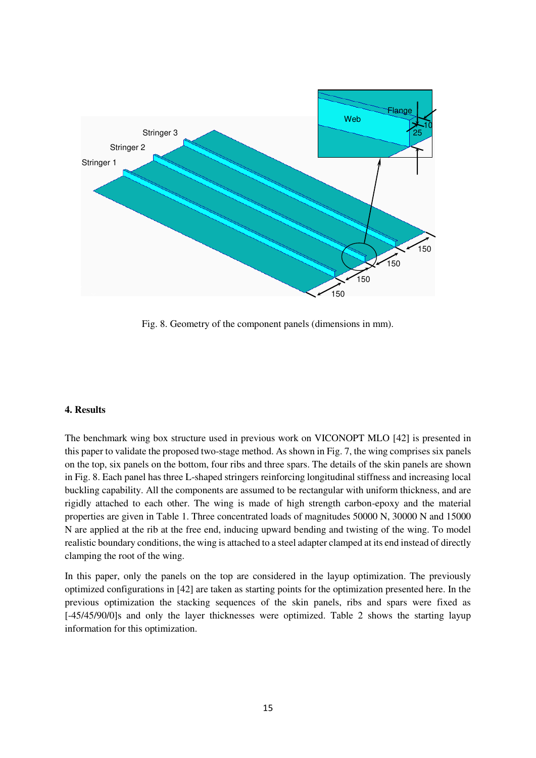Fig. 8. Geometry of the component panels (dimensions in mm).

## 4. Results

The benchmark wing box structure used in previous work on VICONOPT MLO [42] is presented in this paper to validate the proposed two-stage method. As shown in Fig. 7, the wing comprises six panels on the top, six panels on the bottom, four ribs and three spars. The details of the skin panels are shown in Fig. 8. Each panel has three L-shaped stringers reinforcing longitudinal stiffness and increasing local buckling capability. All the components are assumed to be rectangular with uniform thickness, and are rigidly attached to each other. The wing is made of high strength carbon-epoxy and the material properties are given in Table 1. Three concentrated loads of magnitudes 50000 N, 30000 N and 15000 N are applied at the rib at the free end, inducing upward bending and twisting of the wing. To model realistic boundary conditions, the wing is attached to a steel adapter clamped at its end instead of directly clamping the root of the wing.

In this paper, only the panels on the top are considered in the layup optimization. The previously optimized configurations in [42] are taken as starting points for the optimization presented here. In the previous optimization the stacking sequences of the skin panels, ribs and spars were fixed as [-45/45/90/0]s and only the layer thicknesses were optimized. Table 2 shows the starting layup information for this optimization.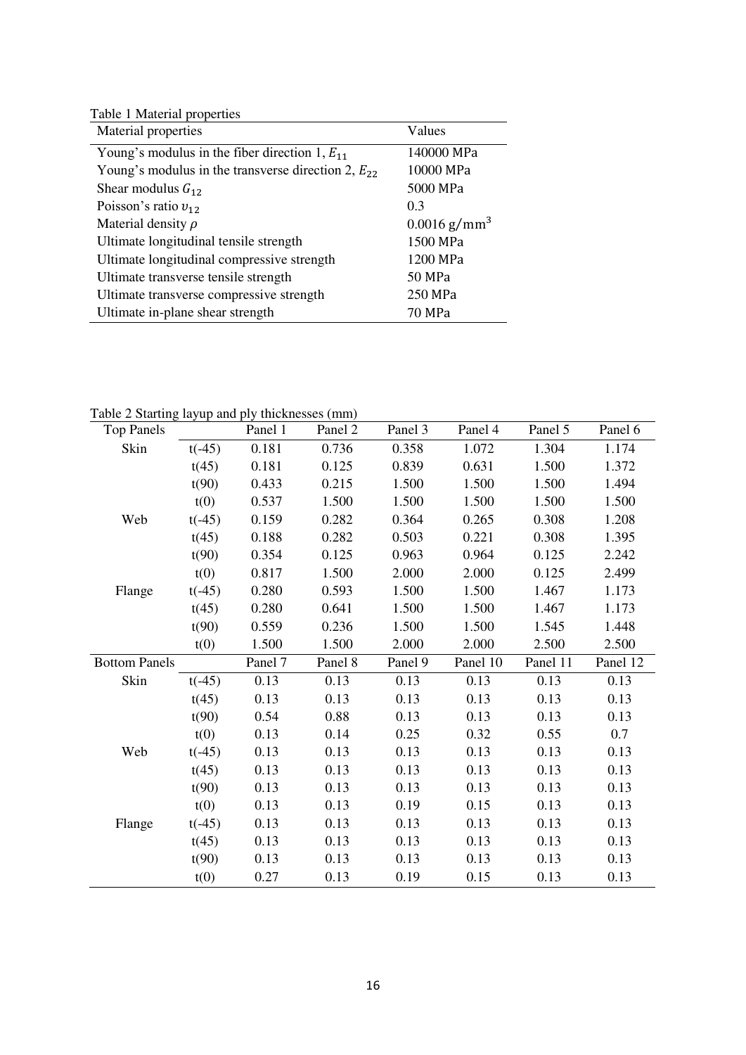Table 1 Material properties

| Material properties | Values |
|---|---|
| Young's modulus in the fiber direction 1, $E_{11}$ | 140000 MPa |
| Young's modulus in the transverse direction 2, $E_{22}$ | 10000 MPa |
| Shear modulus $G_{12}$ | 5000 MPa |
| Poisson's ratio $\upsilon_{12}$ | 0.3 |
| Material density $\rho$ | 0.0016 $\mathrm{g/mm^3}$ |
| Ultimate longitudinal tensile strength | 1500 MPa |
| Ultimate longitudinal compressive strength | 1200 MPa |
| Ultimate transverse tensile strength | 50 MPa |
| Ultimate transverse compressive strength | 250 MPa |
| Ultimate in-plane shear strength | 70 MPa |

Table 2 Starting layup and ply thicknesses (mm)

| Top Panels | | Panel 1 | Panel 2 | Panel 3 | Panel 4 | Panel 5 | Panel 6 |
|---|---|---|---|---|---|---|---|
| Skin | t(-45) | 0.181 | 0.736 | 0.358 | 1.072 | 1.304 | 1.174 |
| | t(45) | 0.181 | 0.125 | 0.839 | 0.631 | 1.500 | 1.372 |
| | t(90) | 0.433 | 0.215 | 1.500 | 1.500 | 1.500 | 1.494 |
| | t(0) | 0.537 | 1.500 | 1.500 | 1.500 | 1.500 | 1.500 |
| Web | t(-45) | 0.159 | 0.282 | 0.364 | 0.265 | 0.308 | 1.208 |
| | t(45) | 0.188 | 0.282 | 0.503 | 0.221 | 0.308 | 1.395 |
| | t(90) | 0.354 | 0.125 | 0.963 | 0.964 | 0.125 | 2.242 |
| | t(0) | 0.817 | 1.500 | 2.000 | 2.000 | 0.125 | 2.499 |
| Flange | t(-45) | 0.280 | 0.593 | 1.500 | 1.500 | 1.467 | 1.173 |
| | t(45) | 0.280 | 0.641 | 1.500 | 1.500 | 1.467 | 1.173 |
| | t(90) | 0.559 | 0.236 | 1.500 | 1.500 | 1.545 | 1.448 |
| | t(0) | 1.500 | 1.500 | 2.000 | 2.000 | 2.500 | 2.500 |
| **Bottom Panels** | | **Panel 7** | **Panel 8** | **Panel 9** | **Panel 10** | **Panel 11** | **Panel 12** |
| Skin | t(-45) | 0.13 | 0.13 | 0.13 | 0.13 | 0.13 | 0.13 |
| | t(45) | 0.13 | 0.13 | 0.13 | 0.13 | 0.13 | 0.13 |
| | t(90) | 0.54 | 0.88 | 0.13 | 0.13 | 0.13 | 0.13 |
| | t(0) | 0.13 | 0.14 | 0.25 | 0.32 | 0.55 | 0.7 |
| Web | t(-45) | 0.13 | 0.13 | 0.13 | 0.13 | 0.13 | 0.13 |
| | t(45) | 0.13 | 0.13 | 0.13 | 0.13 | 0.13 | 0.13 |
| | t(90) | 0.13 | 0.13 | 0.13 | 0.13 | 0.13 | 0.13 |
| | t(0) | 0.13 | 0.13 | 0.19 | 0.15 | 0.13 | 0.13 |
| Flange | t(-45) | 0.13 | 0.13 | 0.13 | 0.13 | 0.13 | 0.13 |
| | t(45) | 0.13 | 0.13 | 0.13 | 0.13 | 0.13 | 0.13 |
| | t(90) | 0.13 | 0.13 | 0.13 | 0.13 | 0.13 | 0.13 |
| | t(0) | 0.27 | 0.13 | 0.19 | 0.15 | 0.13 | 0.13 |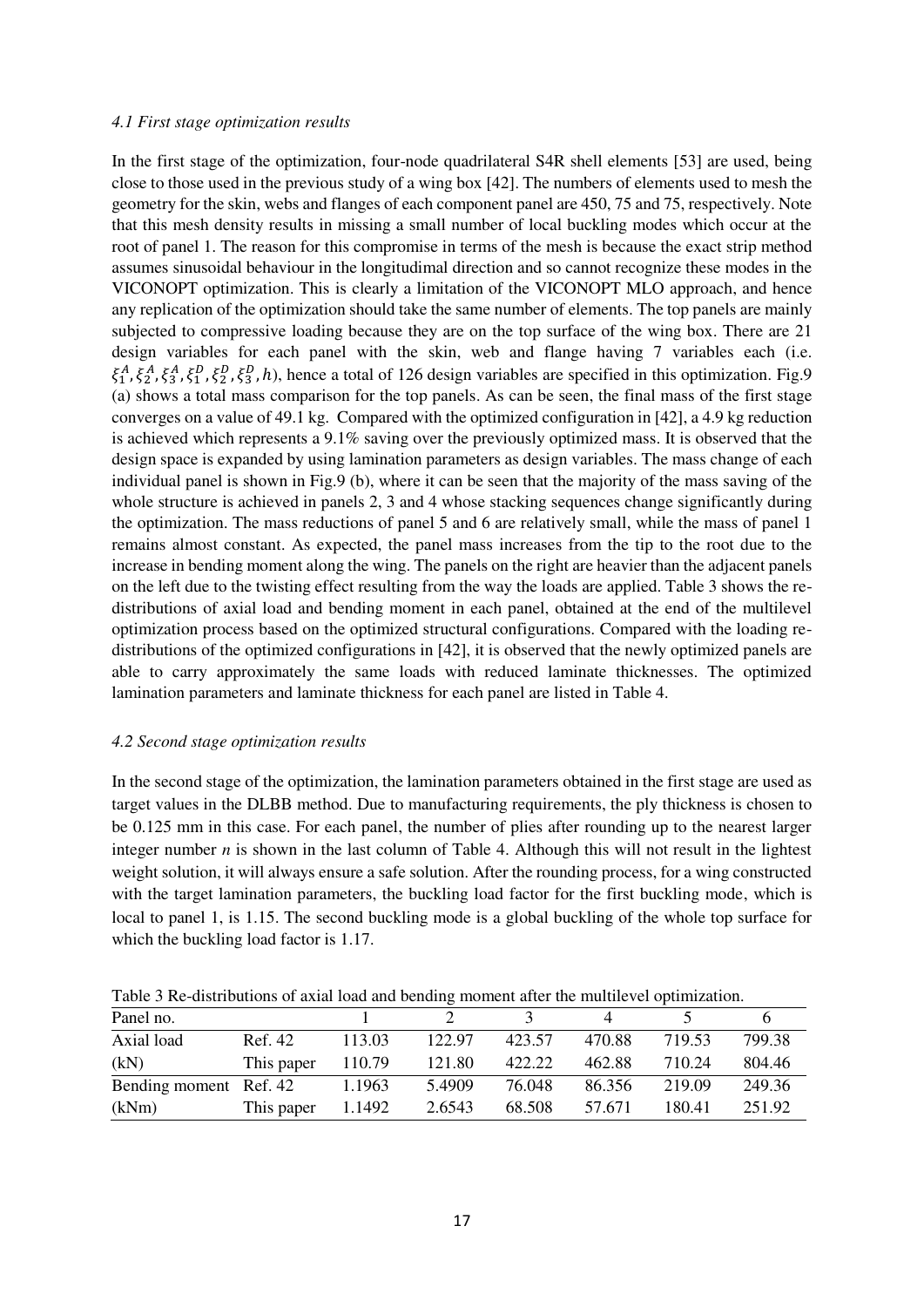### *4.1 First stage optimization results*

In the first stage of the optimization, four-node quadrilateral S4R shell elements [53] are used, being close to those used in the previous study of a wing box [42]. The numbers of elements used to mesh the geometry for the skin, webs and flanges of each component panel are 450, 75 and 75, respectively. Note that this mesh density results in missing a small number of local buckling modes which occur at the root of panel 1. The reason for this compromise in terms of the mesh is because the exact strip method assumes sinusoidal behaviour in the longitudimal direction and so cannot recognize these modes in the VICONOPT optimization. This is clearly a limitation of the VICONOPT MLO approach, and hence any replication of the optimization should take the same number of elements. The top panels are mainly subjected to compressive loading because they are on the top surface of the wing box. There are 21 design variables for each panel with the skin, web and flange having 7 variables each (i.e. $\xi_1^A, \xi_2^A, \xi_3^A, \xi_1^D, \xi_2^D, \xi_3^D, h$), hence a total of 126 design variables are specified in this optimization. Fig.9 (a) shows a total mass comparison for the top panels. As can be seen, the final mass of the first stage converges on a value of 49.1 kg. Compared with the optimized configuration in [42], a 4.9 kg reduction is achieved which represents a 9.1% saving over the previously optimized mass. It is observed that the design space is expanded by using lamination parameters as design variables. The mass change of each individual panel is shown in Fig.9 (b), where it can be seen that the majority of the mass saving of the whole structure is achieved in panels 2, 3 and 4 whose stacking sequences change significantly during the optimization. The mass reductions of panel 5 and 6 are relatively small, while the mass of panel 1 remains almost constant. As expected, the panel mass increases from the tip to the root due to the increase in bending moment along the wing. The panels on the right are heavier than the adjacent panels on the left due to the twisting effect resulting from the way the loads are applied. Table 3 shows the re-distributions of axial load and bending moment in each panel, obtained at the end of the multilevel optimization process based on the optimized structural configurations. Compared with the loading re-distributions of the optimized configurations in [42], it is observed that the newly optimized panels are able to carry approximately the same loads with reduced laminate thicknesses. The optimized lamination parameters and laminate thickness for each panel are listed in Table 4.

### *4.2 Second stage optimization results*

In the second stage of the optimization, the lamination parameters obtained in the first stage are used as target values in the DLBB method. Due to manufacturing requirements, the ply thickness is chosen to be 0.125 mm in this case. For each panel, the number of plies after rounding up to the nearest larger integer number *n* is shown in the last column of Table 4. Although this will not result in the lightest weight solution, it will always ensure a safe solution. After the rounding process, for a wing constructed with the target lamination parameters, the buckling load factor for the first buckling mode, which is local to panel 1, is 1.15. The second buckling mode is a global buckling of the whole top surface for which the buckling load factor is 1.17.

Table 3 Re-distributions of axial load and bending moment after the multilevel optimization.

| Panel no. | | 1 | 2 | 3 | 4 | 5 | 6 |
|---|---|---|---|---|---|---|---|
| Axial load | Ref. 42 | 113.03 | 122.97 | 423.57 | 470.88 | 719.53 | 799.38 |
| (kN) | This paper | 110.79 | 121.80 | 422.22 | 462.88 | 710.24 | 804.46 |
| Bending moment | Ref. 42 | 1.1963 | 5.4909 | 76.048 | 86.356 | 219.09 | 249.36 |
| (kNm) | This paper | 1.1492 | 2.6543 | 68.508 | 57.671 | 180.41 | 251.92 |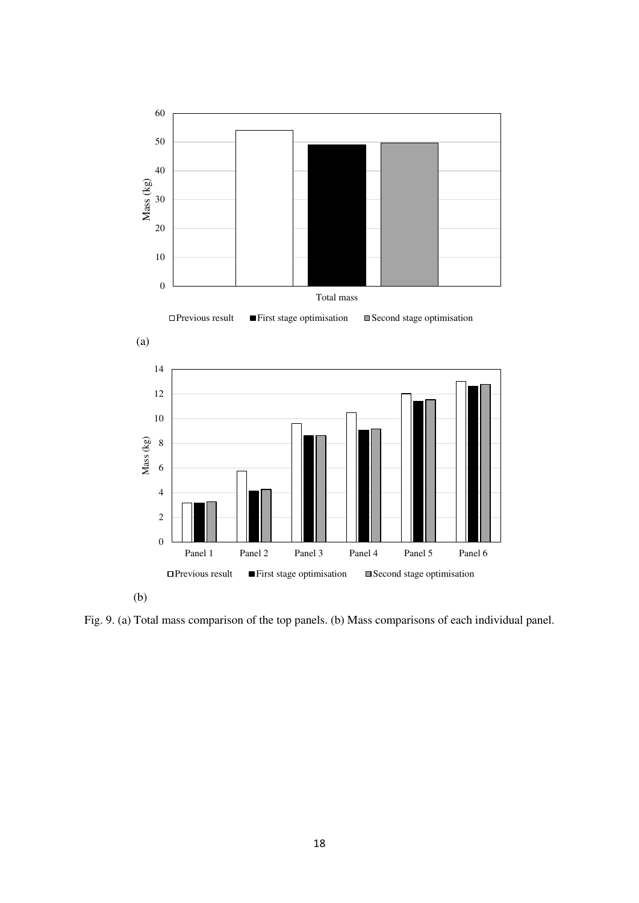(a)

(b)

Fig. 9. (a) Total mass comparison of the top panels. (b) Mass comparisons of each individual panel.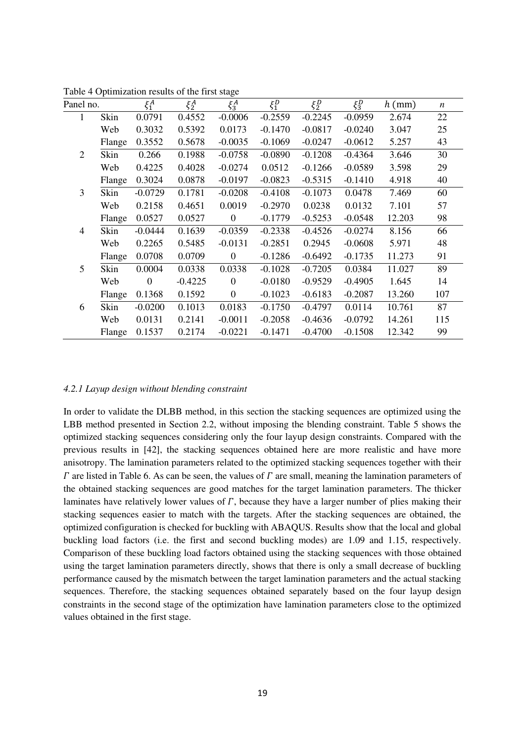Table 4 Optimization results of the first stage

| Panel no. | | $\xi_1^A$ | $\xi_2^A$ | $\xi_3^A$ | $\xi_1^D$ | $\xi_2^D$ | $\xi_3^D$ | $h$ (mm) | $n$ |
|---|---|---|---|---|---|---|---|---|---|
| 1 | Skin | 0.0791 | 0.4552 | -0.0006 | -0.2559 | -0.2245 | -0.0959 | 2.674 | 22 |
| | Web | 0.3032 | 0.5392 | 0.0173 | -0.1470 | -0.0817 | -0.0240 | 3.047 | 25 |
| | Flange | 0.3552 | 0.5678 | -0.0035 | -0.1069 | -0.0247 | -0.0612 | 5.257 | 43 |
| 2 | Skin | 0.266 | 0.1988 | -0.0758 | -0.0890 | -0.1208 | -0.4364 | 3.646 | 30 |
| | Web | 0.4225 | 0.4028 | -0.0274 | 0.0512 | -0.1266 | -0.0589 | 3.598 | 29 |
| | Flange | 0.3024 | 0.0878 | -0.0197 | -0.0823 | -0.5315 | -0.1410 | 4.918 | 40 |
| 3 | Skin | -0.0729 | 0.1781 | -0.0208 | -0.4108 | -0.1073 | 0.0478 | 7.469 | 60 |
| | Web | 0.2158 | 0.4651 | 0.0019 | -0.2970 | 0.0238 | 0.0132 | 7.101 | 57 |
| | Flange | 0.0527 | 0.0527 | 0 | -0.1779 | -0.5253 | -0.0548 | 12.203 | 98 |
| 4 | Skin | -0.0444 | 0.1639 | -0.0359 | -0.2338 | -0.4526 | -0.0274 | 8.156 | 66 |
| | Web | 0.2265 | 0.5485 | -0.0131 | -0.2851 | 0.2945 | -0.0608 | 5.971 | 48 |
| | Flange | 0.0708 | 0.0709 | 0 | -0.1286 | -0.6492 | -0.1735 | 11.273 | 91 |
| 5 | Skin | 0.0004 | 0.0338 | 0.0338 | -0.1028 | -0.7205 | 0.0384 | 11.027 | 89 |
| | Web | 0 | -0.4225 | 0 | -0.0180 | -0.9529 | -0.4905 | 1.645 | 14 |
| | Flange | 0.1368 | 0.1592 | 0 | -0.1023 | -0.6183 | -0.2087 | 13.260 | 107 |
| 6 | Skin | -0.0200 | 0.1013 | 0.0183 | -0.1750 | -0.4797 | 0.0114 | 10.761 | 87 |
| | Web | 0.0131 | 0.2141 | -0.0011 | -0.2058 | -0.4636 | -0.0792 | 14.261 | 115 |
| | Flange | 0.1537 | 0.2174 | -0.0221 | -0.1471 | -0.4700 | -0.1508 | 12.342 | 99 |

#### *4.2.1 Layup design without blending constraint*

In order to validate the DLBB method, in this section the stacking sequences are optimized using the LBB method presented in Section 2.2, without imposing the blending constraint. Table 5 shows the optimized stacking sequences considering only the four layup design constraints. Compared with the previous results in [42], the stacking sequences obtained here are more realistic and have more anisotropy. The lamination parameters related to the optimized stacking sequences together with their $\Gamma$ are listed in Table 6. As can be seen, the values of $\Gamma$ are small, meaning the lamination parameters of the obtained stacking sequences are good matches for the target lamination parameters. The thicker laminates have relatively lower values of $\Gamma$, because they have a larger number of plies making their stacking sequences easier to match with the targets. After the stacking sequences are obtained, the optimized configuration is checked for buckling with ABAQUS. Results show that the local and global buckling load factors (i.e. the first and second buckling modes) are 1.09 and 1.15, respectively. Comparison of these buckling load factors obtained using the stacking sequences with those obtained using the target lamination parameters directly, shows that there is only a small decrease of buckling performance caused by the mismatch between the target lamination parameters and the actual stacking sequences. Therefore, the stacking sequences obtained separately based on the four layup design constraints in the second stage of the optimization have lamination parameters close to the optimized values obtained in the first stage.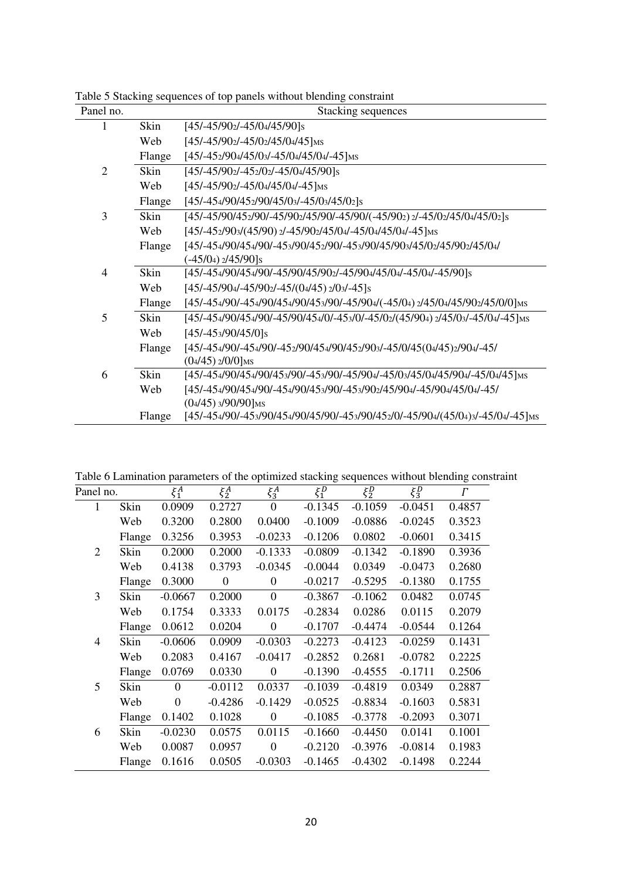Table 5 Stacking sequences of top panels without blending constraint

| Panel no. | | Stacking sequences |
|---|---|---|
| 1 | Skin | $[45/-45/90_2/-45/0_4/45/90]_S$ |
| | Web | $[45/-45/90_2/-45/0_2/45/0_4/45]_{MS}$ |
| | Flange | $[45/-45_2/90_4/45/0_3/-45/0_4/45/0_4/-45]_{MS}$ |
| 2 | Skin | $[45/-45/90_2/-45_2/0_2/-45/0_4/45/90]_S$ |
| | Web | $[45/-45/90_2/-45/0_4/45/0_4/-45]_{MS}$ |
| | Flange | $[45/-45_4/90/45_2/90/45/0_3/-45/0_3/45/0_2]_S$ |
| 3 | Skin | $[45/-45/90/45_2/90/-45/90_2/45/90/-45/90/(-45/90_2)_2/-45/0_2/45/0_4/45/0_2]_S$ |
| | Web | $[45/-45_2/90_3/(45/90)_2/-45/90_2/45/0_4/-45/0_4/45/0_4/-45]_{MS}$ |
| | Flange | $[45/-45_4/90/45_4/90/-45_3/90/45_2/90/-45_3/90/45/90_3/45/0_2/45/90_2/45/0_4/(-45/0_4)_2/45/90]_S$ |
| 4 | Skin | $[45/-45_4/90/45_4/90/-45/90/45/90_2/-45/90_4/45/0_4/-45/0_4/-45/90]_S$ |
| | Web | $[45/-45/90_4/-45/90_2/-45/(0_4/45)_2/0_3/-45]_S$ |
| | Flange | $[45/-45_4/90/-45_4/90/45_4/90/45_3/90/-45/90_4/(-45/0_4)_2/45/0_4/45/90_2/45/0/0]_{MS}$ |
| 5 | Skin | $[45/-45_4/90/45_4/90/-45/90/45_4/0/-45_3/0/-45/0_2/(45/90_4)_2/45/0_3/-45/0_4/-45]_{MS}$ |
| | Web | $[45/-45_3/90/45/0]_S$ |
| | Flange | $[45/-45_4/90/-45_4/90/-45_2/90/45_4/90/45_2/90_3/-45/0/45(0_4/45)_2/90_4/-45/(0_4/45)_2/0/0]_{MS}$ |
| 6 | Skin | $[45/-45_4/90/45_4/90/45_3/90/-45_3/90/-45/90_4/-45/0_3/45/0_4/45/90_4/-45/0_4/45]_{MS}$ |
| | Web | $[45/-45_4/90/45_4/90/-45_4/90/45_3/90/-45_3/90_2/45/90_4/-45/90_4/45/0_4/-45/(0_4/45)_3/90/90]_{MS}$ |
| | Flange | $[45/-45_4/90/-45_3/90/45_4/90/45/90/-45_3/90/45_2/0/-45/90_4/(45/0_4)_3/-45/0_4/-45]_{MS}$ |

Table 6 Lamination parameters of the optimized stacking sequences without blending constraint

| Panel no. | | $\xi_1^A$ | $\xi_2^A$ | $\xi_3^A$ | $\xi_1^D$ | $\xi_2^D$ | $\xi_3^D$ | $\Gamma$ |
|---|---|---|---|---|---|---|---|---|
| 1 | Skin | 0.0909 | 0.2727 | 0 | -0.1345 | -0.1059 | -0.0451 | 0.4857 |
| | Web | 0.3200 | 0.2800 | 0.0400 | -0.1009 | -0.0886 | -0.0245 | 0.3523 |
| | Flange | 0.3256 | 0.3953 | -0.0233 | -0.1206 | 0.0802 | -0.0601 | 0.3415 |
| 2 | Skin | 0.2000 | 0.2000 | -0.1333 | -0.0809 | -0.1342 | -0.1890 | 0.3936 |
| | Web | 0.4138 | 0.3793 | -0.0345 | -0.0044 | 0.0349 | -0.0473 | 0.2680 |
| | Flange | 0.3000 | 0 | 0 | -0.0217 | -0.5295 | -0.1380 | 0.1755 |
| 3 | Skin | -0.0667 | 0.2000 | 0 | -0.3867 | -0.1062 | 0.0482 | 0.0745 |
| | Web | 0.1754 | 0.3333 | 0.0175 | -0.2834 | 0.0286 | 0.0115 | 0.2079 |
| | Flange | 0.0612 | 0.0204 | 0 | -0.1707 | -0.4474 | -0.0544 | 0.1264 |
| 4 | Skin | -0.0606 | 0.0909 | -0.0303 | -0.2273 | -0.4123 | -0.0259 | 0.1431 |
| | Web | 0.2083 | 0.4167 | -0.0417 | -0.2852 | 0.2681 | -0.0782 | 0.2225 |
| | Flange | 0.0769 | 0.0330 | 0 | -0.1390 | -0.4555 | -0.1711 | 0.2506 |
| 5 | Skin | 0 | -0.0112 | 0.0337 | -0.1039 | -0.4819 | 0.0349 | 0.2887 |
| | Web | 0 | -0.4286 | -0.1429 | -0.0525 | -0.8834 | -0.1603 | 0.5831 |
| | Flange | 0.1402 | 0.1028 | 0 | -0.1085 | -0.3778 | -0.2093 | 0.3071 |
| 6 | Skin | -0.0230 | 0.0575 | 0.0115 | -0.1660 | -0.4450 | 0.0141 | 0.1001 |
| | Web | 0.0087 | 0.0957 | 0 | -0.2120 | -0.3976 | -0.0814 | 0.1983 |
| | Flange | 0.1616 | 0.0505 | -0.0303 | -0.1465 | -0.4302 | -0.1498 | 0.2244 |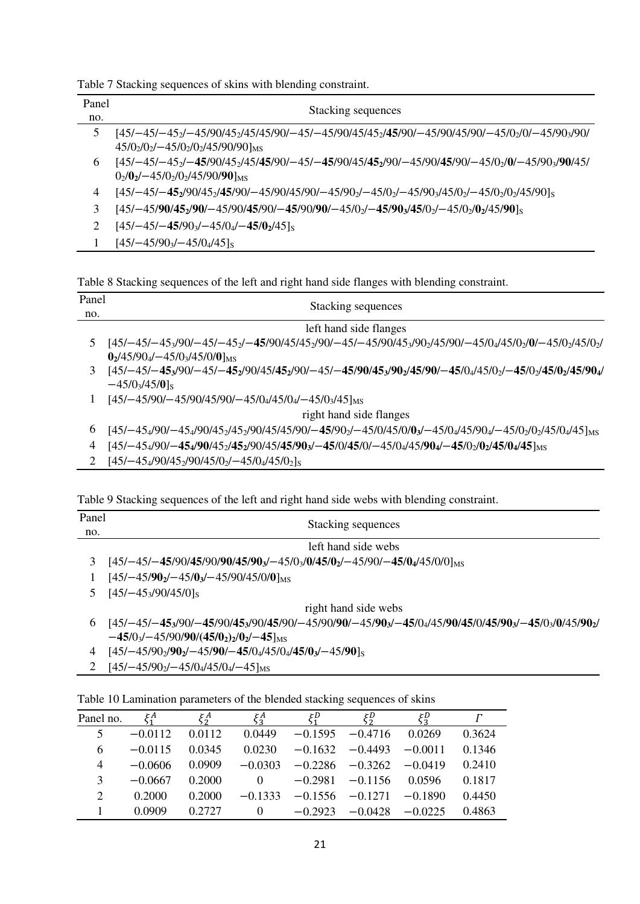Table 7 Stacking sequences of skins with blending constraint.

| Panel no. | Stacking sequences |
| --- | --- |
| 5 | $[45/-45/-45_2/-45/90/45_2/45/45/90/-45/-45/90/45/45_2/\mathbf{45}/90/-45/90/45/90/-45/0_2/0/-45/90_3/90/45/0_2/0_2/-45/0_2/0_2/45/90/90]_{MS}$ |
| 6 | $[45/-45/-45_2/\mathbf{-45}/90/45_2/45/\mathbf{45}/90/-45/\mathbf{-45}/90/45/\mathbf{45_2}/90/-45/90/\mathbf{45}/90/-45/0_2/\mathbf{0}/-45/90_3/\mathbf{90}/45/0_2/\mathbf{0_2}/-45/0_2/0_2/45/90/\mathbf{90}]_{MS}$ |
| 4 | $[45/-45/\mathbf{-45_2}/90/45_2/\mathbf{45}/90/-45/90/45/90/-45/90_2/-45/0_2/-45/90_3/45/0_2/-45/0_2/0_2/45/90]_S$ |
| 3 | $[45/-45/\mathbf{90/45_2/90}/-45/90/\mathbf{45}/90/\mathbf{-45}/90/\mathbf{90}/-45/0_2/\mathbf{-45/90_3/45}/0_2/-45/0_2/\mathbf{0_2}/45/\mathbf{90}]_S$ |
| 2 | $[45/-45/\mathbf{-45}/90_3/-45/0_4/\mathbf{-45/0_2}/45]_S$ |
| 1 | $[45/-45/90_3/-45/0_4/45]_S$ |

Table 8 Stacking sequences of the left and right hand side flanges with blending constraint.

| Panel no. | Stacking sequences |
| --- | --- |
| | left hand side flanges |
| 5 | $[45/-45/-45_3/90/-45/-45_2/\mathbf{-45}/90/45/45_2/90/-45/-45/90/45_3/90_2/45/90/-45/0_4/45/0_2/\mathbf{0}/-45/0_2/45/0_2/\mathbf{0_2}/45/90_4/-45/0_3/45/0/\mathbf{0}]_{MS}$ |
| 3 | $[45/-45/\mathbf{-45_3}/90/-45/\mathbf{-45_2}/90/45/\mathbf{45_2}/90/-45/\mathbf{-45/90/45_3/90_2/45/90/-45}/0_4/45/0_2/\mathbf{-45}/0_2/\mathbf{45/0_2/45/90_4}/-45/0_3/45/\mathbf{0}]_S$ |
| 1 | $[45/-45/90/-45/90/45/90/-45/0_4/45/0_4/-45/0_3/45]_{MS}$ |
| | right hand side flanges |
| 6 | $[45/-45_4/90/-45_4/90/45_2/45_2/90/45/45/90/\mathbf{-45}/90_2/-45/0/45/0/\mathbf{0_3}/-45/0_4/45/90_4/-45/0_2/0_2/45/0_4/45]_{MS}$ |
| 4 | $[45/-45_4/90/\mathbf{-45_4/90}/45_2/\mathbf{45_2}/90/45/\mathbf{45/90_3}/\mathbf{-45}/0/\mathbf{45}/0/-45/0_4/45/\mathbf{90_4}/\mathbf{-45}/0_2/\mathbf{0_2/45/0_4/45}]_{MS}$ |
| 2 | $[45/-45_4/90/45_2/90/45/0_2/-45/0_4/45/0_2]_S$ |

Table 9 Stacking sequences of the left and right hand side webs with blending constraint.

| Panel no. | Stacking sequences |
| --- | --- |
| | left hand side webs |
| 3 | $[45/-45/\mathbf{-45}/90/\mathbf{45}/90/\mathbf{90/45/90_3}/-45/0_3/\mathbf{0/45/0_2}/-45/90/\mathbf{-45/0_4}/45/0/0]_{MS}$ |
| 1 | $[45/-45/\mathbf{90_2}/-45/\mathbf{0_3}/-45/90/45/0/\mathbf{0}]_{MS}$ |
| 5 | $[45/-45_3/90/45/0]_S$ |
| | right hand side webs |
| 6 | $[45/-45/\mathbf{-45_3}/90/\mathbf{-45}/90/\mathbf{45_3}/90/\mathbf{45}/90/-45/90/\mathbf{90}/-45/\mathbf{90_3}/\mathbf{-45}/0_4/45/\mathbf{90/45}/0/\mathbf{45/90_3}/\mathbf{-45}/0_3/\mathbf{0}/45/\mathbf{90_2}/\mathbf{-45}/0_3/-45/90/\mathbf{90}/\mathbf{(45/0_2)_2/0_2/-45}]_{MS}$ |
| 4 | $[45/-45/90_2/\mathbf{90_2}/-45/\mathbf{90/-45}/0_4/45/0_4/\mathbf{45/0_3}/-45/\mathbf{90}]_S$ |
| 2 | $[45/-45/90_2/-45/0_4/45/0_4/-45]_{MS}$ |

Table 10 Lamination parameters of the blended stacking sequences of skins

| Panel no. | $\xi_1^A$ | $\xi_2^A$ | $\xi_3^A$ | $\xi_1^D$ | $\xi_2^D$ | $\xi_3^D$ | $\Gamma$ |
| --- | --- | --- | --- | --- | --- | --- | --- |
| 5 | −0.0112 | 0.0112 | 0.0449 | −0.1595 | −0.4716 | 0.0269 | 0.3624 |
| 6 | −0.0115 | 0.0345 | 0.0230 | −0.1632 | −0.4493 | −0.0011 | 0.1346 |
| 4 | −0.0606 | 0.0909 | −0.0303 | −0.2286 | −0.3262 | −0.0419 | 0.2410 |
| 3 | −0.0667 | 0.2000 | 0 | −0.2981 | −0.1156 | 0.0596 | 0.1817 |
| 2 | 0.2000 | 0.2000 | −0.1333 | −0.1556 | −0.1271 | −0.1890 | 0.4450 |
| 1 | 0.0909 | 0.2727 | 0 | −0.2923 | −0.0428 | −0.0225 | 0.4863 |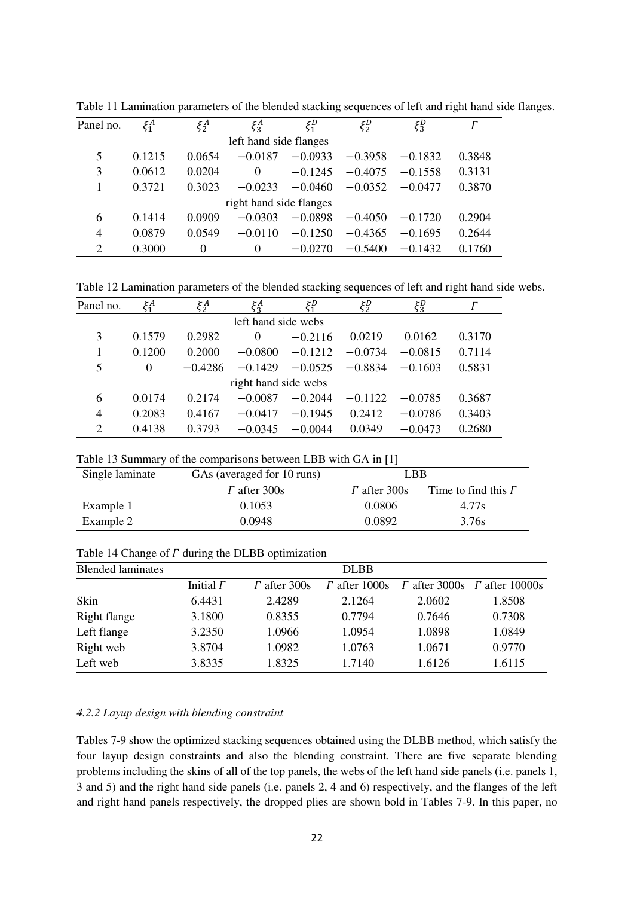Table 11 Lamination parameters of the blended stacking sequences of left and right hand side flanges.

| Panel no. | $\xi_1^A$ | $\xi_2^A$ | $\xi_3^A$ | $\xi_1^D$ | $\xi_2^D$ | $\xi_3^D$ | $\Gamma$ |
|---|---|---|---|---|---|---|---|
| | | | left hand side flanges | | | | |
| 5 | 0.1215 | 0.0654 | $-0.0187$ | $-0.0933$ | $-0.3958$ | $-0.1832$ | 0.3848 |
| 3 | 0.0612 | 0.0204 | 0 | $-0.1245$ | $-0.4075$ | $-0.1558$ | 0.3131 |
| 1 | 0.3721 | 0.3023 | $-0.0233$ | $-0.0460$ | $-0.0352$ | $-0.0477$ | 0.3870 |
| | | | right hand side flanges | | | | |
| 6 | 0.1414 | 0.0909 | $-0.0303$ | $-0.0898$ | $-0.4050$ | $-0.1720$ | 0.2904 |
| 4 | 0.0879 | 0.0549 | $-0.0110$ | $-0.1250$ | $-0.4365$ | $-0.1695$ | 0.2644 |
| 2 | 0.3000 | 0 | 0 | $-0.0270$ | $-0.5400$ | $-0.1432$ | 0.1760 |

Table 12 Lamination parameters of the blended stacking sequences of left and right hand side webs.

| Panel no. | $\xi_1^A$ | $\xi_2^A$ | $\xi_3^A$ | $\xi_1^D$ | $\xi_2^D$ | $\xi_3^D$ | $\Gamma$ |
|---|---|---|---|---|---|---|---|
| | | | left hand side webs | | | | |
| 3 | 0.1579 | 0.2982 | 0 | $-0.2116$ | 0.0219 | 0.0162 | 0.3170 |
| 1 | 0.1200 | 0.2000 | $-0.0800$ | $-0.1212$ | $-0.0734$ | $-0.0815$ | 0.7114 |
| 5 | 0 | $-0.4286$ | $-0.1429$ | $-0.0525$ | $-0.8834$ | $-0.1603$ | 0.5831 |
| | | | right hand side webs | | | | |
| 6 | 0.0174 | 0.2174 | $-0.0087$ | $-0.2044$ | $-0.1122$ | $-0.0785$ | 0.3687 |
| 4 | 0.2083 | 0.4167 | $-0.0417$ | $-0.1945$ | 0.2412 | $-0.0786$ | 0.3403 |
| 2 | 0.4138 | 0.3793 | $-0.0345$ | $-0.0044$ | 0.0349 | $-0.0473$ | 0.2680 |

Table 13 Summary of the comparisons between LBB with GA in [1]

| Single laminate | GAs (averaged for 10 runs) | LBB | |
|---|---|---|---|
| | $\Gamma$ after 300s | $\Gamma$ after 300s | Time to find this $\Gamma$ |
| Example 1 | 0.1053 | 0.0806 | 4.77s |
| Example 2 | 0.0948 | 0.0892 | 3.76s |

Table 14 Change of $\Gamma$ during the DLBB optimization

| Blended laminates | DLBB | | | | |
|---|---|---|---|---|---|
| | Initial $\Gamma$ | $\Gamma$ after 300s | $\Gamma$ after 1000s | $\Gamma$ after 3000s | $\Gamma$ after 10000s |
| Skin | 6.4431 | 2.4289 | 2.1264 | 2.0602 | 1.8508 |
| Right flange | 3.1800 | 0.8355 | 0.7794 | 0.7646 | 0.7308 |
| Left flange | 3.2350 | 1.0966 | 1.0954 | 1.0898 | 1.0849 |
| Right web | 3.8704 | 1.0982 | 1.0763 | 1.0671 | 0.9770 |
| Left web | 3.8335 | 1.8325 | 1.7140 | 1.6126 | 1.6115 |

#### *4.2.2 Layup design with blending constraint*

Tables 7-9 show the optimized stacking sequences obtained using the DLBB method, which satisfy the four layup design constraints and also the blending constraint. There are five separate blending problems including the skins of all of the top panels, the webs of the left hand side panels (i.e. panels 1, 3 and 5) and the right hand side panels (i.e. panels 2, 4 and 6) respectively, and the flanges of the left and right hand panels respectively, the dropped plies are shown bold in Tables 7-9. In this paper, no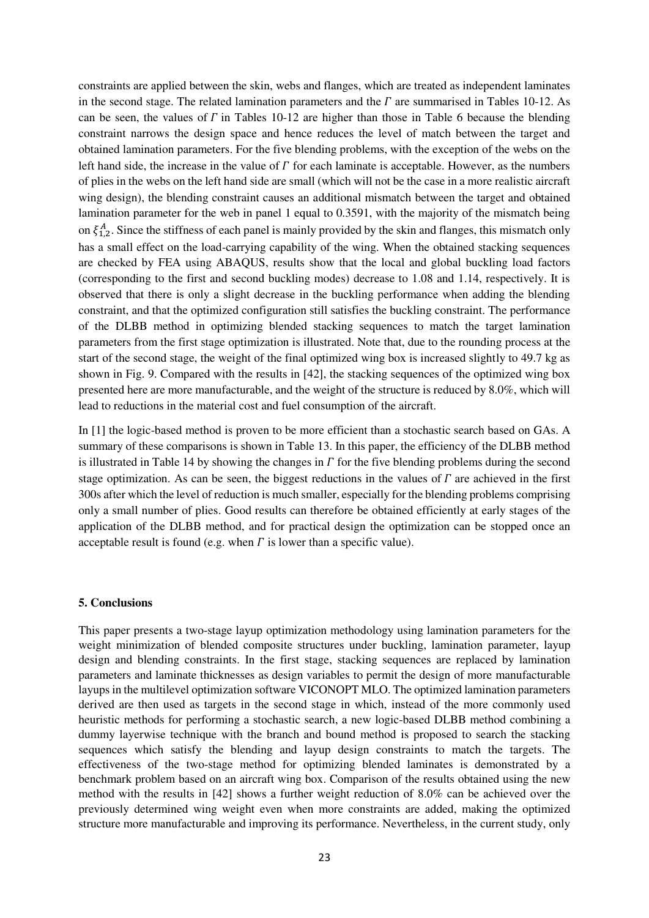constraints are applied between the skin, webs and flanges, which are treated as independent laminates in the second stage. The related lamination parameters and the $\Gamma$ are summarised in Tables 10-12. As can be seen, the values of $\Gamma$ in Tables 10-12 are higher than those in Table 6 because the blending constraint narrows the design space and hence reduces the level of match between the target and obtained lamination parameters. For the five blending problems, with the exception of the webs on the left hand side, the increase in the value of $\Gamma$ for each laminate is acceptable. However, as the numbers of plies in the webs on the left hand side are small (which will not be the case in a more realistic aircraft wing design), the blending constraint causes an additional mismatch between the target and obtained lamination parameter for the web in panel 1 equal to 0.3591, with the majority of the mismatch being on $\xi_{1,2}^{A}$. Since the stiffness of each panel is mainly provided by the skin and flanges, this mismatch only has a small effect on the load-carrying capability of the wing. When the obtained stacking sequences are checked by FEA using ABAQUS, results show that the local and global buckling load factors (corresponding to the first and second buckling modes) decrease to 1.08 and 1.14, respectively. It is observed that there is only a slight decrease in the buckling performance when adding the blending constraint, and that the optimized configuration still satisfies the buckling constraint. The performance of the DLBB method in optimizing blended stacking sequences to match the target lamination parameters from the first stage optimization is illustrated. Note that, due to the rounding process at the start of the second stage, the weight of the final optimized wing box is increased slightly to 49.7 kg as shown in Fig. 9. Compared with the results in [42], the stacking sequences of the optimized wing box presented here are more manufacturable, and the weight of the structure is reduced by 8.0%, which will lead to reductions in the material cost and fuel consumption of the aircraft.

In [1] the logic-based method is proven to be more efficient than a stochastic search based on GAs. A summary of these comparisons is shown in Table 13. In this paper, the efficiency of the DLBB method is illustrated in Table 14 by showing the changes in $\Gamma$ for the five blending problems during the second stage optimization. As can be seen, the biggest reductions in the values of $\Gamma$ are achieved in the first 300s after which the level of reduction is much smaller, especially for the blending problems comprising only a small number of plies. Good results can therefore be obtained efficiently at early stages of the application of the DLBB method, and for practical design the optimization can be stopped once an acceptable result is found (e.g. when $\Gamma$ is lower than a specific value).

## 5. Conclusions

This paper presents a two-stage layup optimization methodology using lamination parameters for the weight minimization of blended composite structures under buckling, lamination parameter, layup design and blending constraints. In the first stage, stacking sequences are replaced by lamination parameters and laminate thicknesses as design variables to permit the design of more manufacturable layups in the multilevel optimization software VICONOPT MLO. The optimized lamination parameters derived are then used as targets in the second stage in which, instead of the more commonly used heuristic methods for performing a stochastic search, a new logic-based DLBB method combining a dummy layerwise technique with the branch and bound method is proposed to search the stacking sequences which satisfy the blending and layup design constraints to match the targets. The effectiveness of the two-stage method for optimizing blended laminates is demonstrated by a benchmark problem based on an aircraft wing box. Comparison of the results obtained using the new method with the results in [42] shows a further weight reduction of 8.0% can be achieved over the previously determined wing weight even when more constraints are added, making the optimized structure more manufacturable and improving its performance. Nevertheless, in the current study, only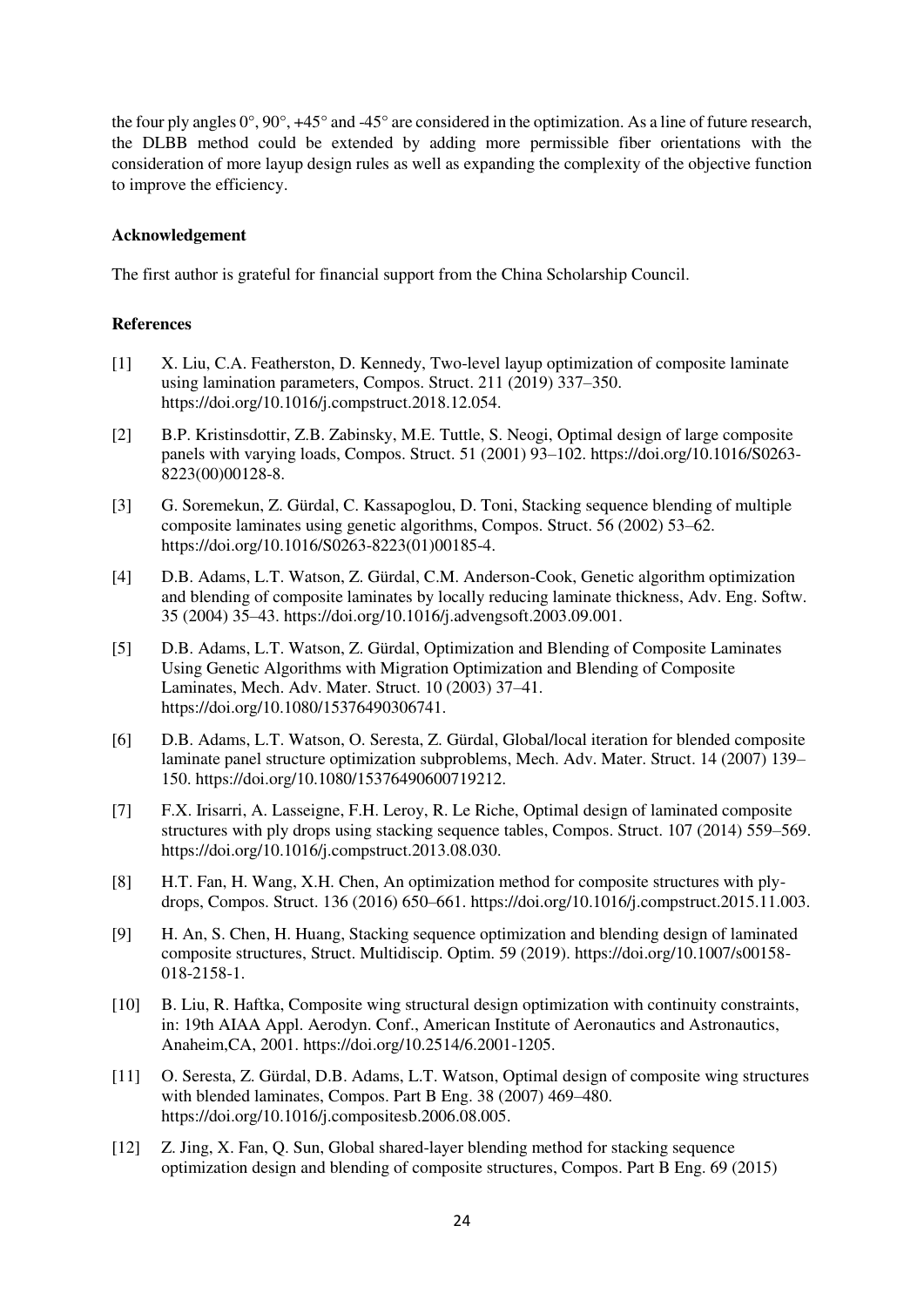the four ply angles 0°, 90°, +45° and -45° are considered in the optimization. As a line of future research, the DLBB method could be extended by adding more permissible fiber orientations with the consideration of more layup design rules as well as expanding the complexity of the objective function to improve the efficiency.

**Acknowledgement**

The first author is grateful for financial support from the China Scholarship Council.

**References**

[1] X. Liu, C.A. Featherston, D. Kennedy, Two-level layup optimization of composite laminate using lamination parameters, Compos. Struct. 211 (2019) 337–350. https://doi.org/10.1016/j.compstruct.2018.12.054.

[2] B.P. Kristinsdottir, Z.B. Zabinsky, M.E. Tuttle, S. Neogi, Optimal design of large composite panels with varying loads, Compos. Struct. 51 (2001) 93–102. https://doi.org/10.1016/S0263-8223(00)00128-8.

[3] G. Soremekun, Z. Gürdal, C. Kassapoglou, D. Toni, Stacking sequence blending of multiple composite laminates using genetic algorithms, Compos. Struct. 56 (2002) 53–62. https://doi.org/10.1016/S0263-8223(01)00185-4.

[4] D.B. Adams, L.T. Watson, Z. Gürdal, C.M. Anderson-Cook, Genetic algorithm optimization and blending of composite laminates by locally reducing laminate thickness, Adv. Eng. Softw. 35 (2004) 35–43. https://doi.org/10.1016/j.advengsoft.2003.09.001.

[5] D.B. Adams, L.T. Watson, Z. Gürdal, Optimization and Blending of Composite Laminates Using Genetic Algorithms with Migration Optimization and Blending of Composite Laminates, Mech. Adv. Mater. Struct. 10 (2003) 37–41. https://doi.org/10.1080/15376490306741.

[6] D.B. Adams, L.T. Watson, O. Seresta, Z. Gürdal, Global/local iteration for blended composite laminate panel structure optimization subproblems, Mech. Adv. Mater. Struct. 14 (2007) 139–150. https://doi.org/10.1080/15376490600719212.

[7] F.X. Irisarri, A. Lasseigne, F.H. Leroy, R. Le Riche, Optimal design of laminated composite structures with ply drops using stacking sequence tables, Compos. Struct. 107 (2014) 559–569. https://doi.org/10.1016/j.compstruct.2013.08.030.

[8] H.T. Fan, H. Wang, X.H. Chen, An optimization method for composite structures with ply-drops, Compos. Struct. 136 (2016) 650–661. https://doi.org/10.1016/j.compstruct.2015.11.003.

[9] H. An, S. Chen, H. Huang, Stacking sequence optimization and blending design of laminated composite structures, Struct. Multidiscip. Optim. 59 (2019). https://doi.org/10.1007/s00158-018-2158-1.

[10] B. Liu, R. Haftka, Composite wing structural design optimization with continuity constraints, in: 19th AIAA Appl. Aerodyn. Conf., American Institute of Aeronautics and Astronautics, Anaheim,CA, 2001. https://doi.org/10.2514/6.2001-1205.

[11] O. Seresta, Z. Gürdal, D.B. Adams, L.T. Watson, Optimal design of composite wing structures with blended laminates, Compos. Part B Eng. 38 (2007) 469–480. https://doi.org/10.1016/j.compositesb.2006.08.005.

[12] Z. Jing, X. Fan, Q. Sun, Global shared-layer blending method for stacking sequence optimization design and blending of composite structures, Compos. Part B Eng. 69 (2015)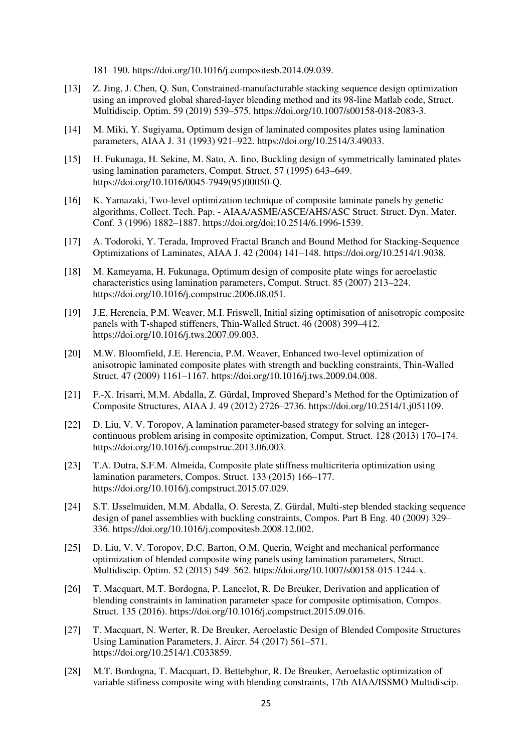181–190. https://doi.org/10.1016/j.compositesb.2014.09.039.

[13] Z. Jing, J. Chen, Q. Sun, Constrained-manufacturable stacking sequence design optimization using an improved global shared-layer blending method and its 98-line Matlab code, Struct. Multidiscip. Optim. 59 (2019) 539–575. https://doi.org/10.1007/s00158-018-2083-3.

[14] M. Miki, Y. Sugiyama, Optimum design of laminated composites plates using lamination parameters, AIAA J. 31 (1993) 921–922. https://doi.org/10.2514/3.49033.

[15] H. Fukunaga, H. Sekine, M. Sato, A. Iino, Buckling design of symmetrically laminated plates using lamination parameters, Comput. Struct. 57 (1995) 643–649. https://doi.org/10.1016/0045-7949(95)00050-Q.

[16] K. Yamazaki, Two-level optimization technique of composite laminate panels by genetic algorithms, Collect. Tech. Pap. - AIAA/ASME/ASCE/AHS/ASC Struct. Struct. Dyn. Mater. Conf. 3 (1996) 1882–1887. https://doi.org/doi:10.2514/6.1996-1539.

[17] A. Todoroki, Y. Terada, Improved Fractal Branch and Bound Method for Stacking-Sequence Optimizations of Laminates, AIAA J. 42 (2004) 141–148. https://doi.org/10.2514/1.9038.

[18] M. Kameyama, H. Fukunaga, Optimum design of composite plate wings for aeroelastic characteristics using lamination parameters, Comput. Struct. 85 (2007) 213–224. https://doi.org/10.1016/j.compstruc.2006.08.051.

[19] J.E. Herencia, P.M. Weaver, M.I. Friswell, Initial sizing optimisation of anisotropic composite panels with T-shaped stiffeners, Thin-Walled Struct. 46 (2008) 399–412. https://doi.org/10.1016/j.tws.2007.09.003.

[20] M.W. Bloomfield, J.E. Herencia, P.M. Weaver, Enhanced two-level optimization of anisotropic laminated composite plates with strength and buckling constraints, Thin-Walled Struct. 47 (2009) 1161–1167. https://doi.org/10.1016/j.tws.2009.04.008.

[21] F.-X. Irisarri, M.M. Abdalla, Z. Gürdal, Improved Shepard's Method for the Optimization of Composite Structures, AIAA J. 49 (2012) 2726–2736. https://doi.org/10.2514/1.j051109.

[22] D. Liu, V. V. Toropov, A lamination parameter-based strategy for solving an integer-continuous problem arising in composite optimization, Comput. Struct. 128 (2013) 170–174. https://doi.org/10.1016/j.compstruc.2013.06.003.

[23] T.A. Dutra, S.F.M. Almeida, Composite plate stiffness multicriteria optimization using lamination parameters, Compos. Struct. 133 (2015) 166–177. https://doi.org/10.1016/j.compstruct.2015.07.029.

[24] S.T. IJsselmuiden, M.M. Abdalla, O. Seresta, Z. Gürdal, Multi-step blended stacking sequence design of panel assemblies with buckling constraints, Compos. Part B Eng. 40 (2009) 329–336. https://doi.org/10.1016/j.compositesb.2008.12.002.

[25] D. Liu, V. V. Toropov, D.C. Barton, O.M. Querin, Weight and mechanical performance optimization of blended composite wing panels using lamination parameters, Struct. Multidiscip. Optim. 52 (2015) 549–562. https://doi.org/10.1007/s00158-015-1244-x.

[26] T. Macquart, M.T. Bordogna, P. Lancelot, R. De Breuker, Derivation and application of blending constraints in lamination parameter space for composite optimisation, Compos. Struct. 135 (2016). https://doi.org/10.1016/j.compstruct.2015.09.016.

[27] T. Macquart, N. Werter, R. De Breuker, Aeroelastic Design of Blended Composite Structures Using Lamination Parameters, J. Aircr. 54 (2017) 561–571. https://doi.org/10.2514/1.C033859.

[28] M.T. Bordogna, T. Macquart, D. Bettebghor, R. De Breuker, Aeroelastic optimization of variable stifiness composite wing with blending constraints, 17th AIAA/ISSMO Multidiscip.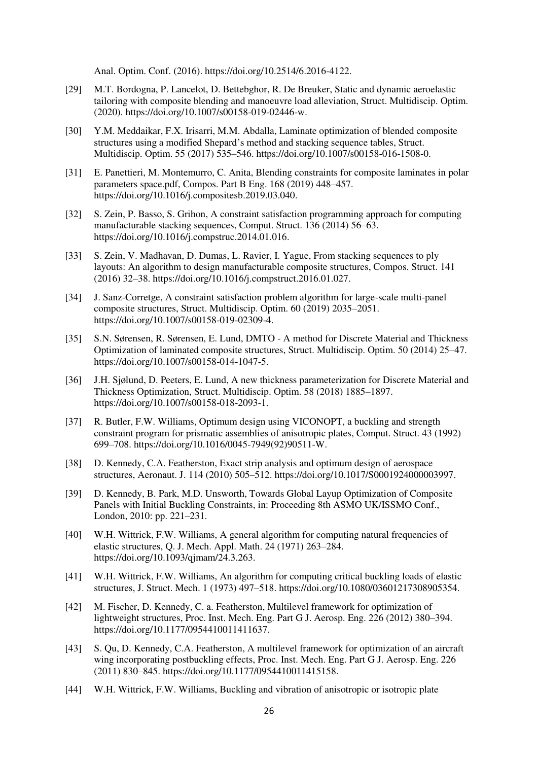Anal. Optim. Conf. (2016). https://doi.org/10.2514/6.2016-4122.

[29] M.T. Bordogna, P. Lancelot, D. Bettebghor, R. De Breuker, Static and dynamic aeroelastic tailoring with composite blending and manoeuvre load alleviation, Struct. Multidiscip. Optim. (2020). https://doi.org/10.1007/s00158-019-02446-w.

[30] Y.M. Meddaikar, F.X. Irisarri, M.M. Abdalla, Laminate optimization of blended composite structures using a modified Shepard's method and stacking sequence tables, Struct. Multidiscip. Optim. 55 (2017) 535–546. https://doi.org/10.1007/s00158-016-1508-0.

[31] E. Panettieri, M. Montemurro, C. Anita, Blending constraints for composite laminates in polar parameters space.pdf, Compos. Part B Eng. 168 (2019) 448–457. https://doi.org/10.1016/j.compositesb.2019.03.040.

[32] S. Zein, P. Basso, S. Grihon, A constraint satisfaction programming approach for computing manufacturable stacking sequences, Comput. Struct. 136 (2014) 56–63. https://doi.org/10.1016/j.compstruc.2014.01.016.

[33] S. Zein, V. Madhavan, D. Dumas, L. Ravier, I. Yague, From stacking sequences to ply layouts: An algorithm to design manufacturable composite structures, Compos. Struct. 141 (2016) 32–38. https://doi.org/10.1016/j.compstruct.2016.01.027.

[34] J. Sanz-Corretge, A constraint satisfaction problem algorithm for large-scale multi-panel composite structures, Struct. Multidiscip. Optim. 60 (2019) 2035–2051. https://doi.org/10.1007/s00158-019-02309-4.

[35] S.N. Sørensen, R. Sørensen, E. Lund, DMTO - A method for Discrete Material and Thickness Optimization of laminated composite structures, Struct. Multidiscip. Optim. 50 (2014) 25–47. https://doi.org/10.1007/s00158-014-1047-5.

[36] J.H. Sjølund, D. Peeters, E. Lund, A new thickness parameterization for Discrete Material and Thickness Optimization, Struct. Multidiscip. Optim. 58 (2018) 1885–1897. https://doi.org/10.1007/s00158-018-2093-1.

[37] R. Butler, F.W. Williams, Optimum design using VICONOPT, a buckling and strength constraint program for prismatic assemblies of anisotropic plates, Comput. Struct. 43 (1992) 699–708. https://doi.org/10.1016/0045-7949(92)90511-W.

[38] D. Kennedy, C.A. Featherston, Exact strip analysis and optimum design of aerospace structures, Aeronaut. J. 114 (2010) 505–512. https://doi.org/10.1017/S0001924000003997.

[39] D. Kennedy, B. Park, M.D. Unsworth, Towards Global Layup Optimization of Composite Panels with Initial Buckling Constraints, in: Proceeding 8th ASMO UK/ISSMO Conf., London, 2010: pp. 221–231.

[40] W.H. Wittrick, F.W. Williams, A general algorithm for computing natural frequencies of elastic structures, Q. J. Mech. Appl. Math. 24 (1971) 263–284. https://doi.org/10.1093/qjmam/24.3.263.

[41] W.H. Wittrick, F.W. Williams, An algorithm for computing critical buckling loads of elastic structures, J. Struct. Mech. 1 (1973) 497–518. https://doi.org/10.1080/03601217308905354.

[42] M. Fischer, D. Kennedy, C. a. Featherston, Multilevel framework for optimization of lightweight structures, Proc. Inst. Mech. Eng. Part G J. Aerosp. Eng. 226 (2012) 380–394. https://doi.org/10.1177/0954410011411637.

[43] S. Qu, D. Kennedy, C.A. Featherston, A multilevel framework for optimization of an aircraft wing incorporating postbuckling effects, Proc. Inst. Mech. Eng. Part G J. Aerosp. Eng. 226 (2011) 830–845. https://doi.org/10.1177/0954410011415158.

[44] W.H. Wittrick, F.W. Williams, Buckling and vibration of anisotropic or isotropic plate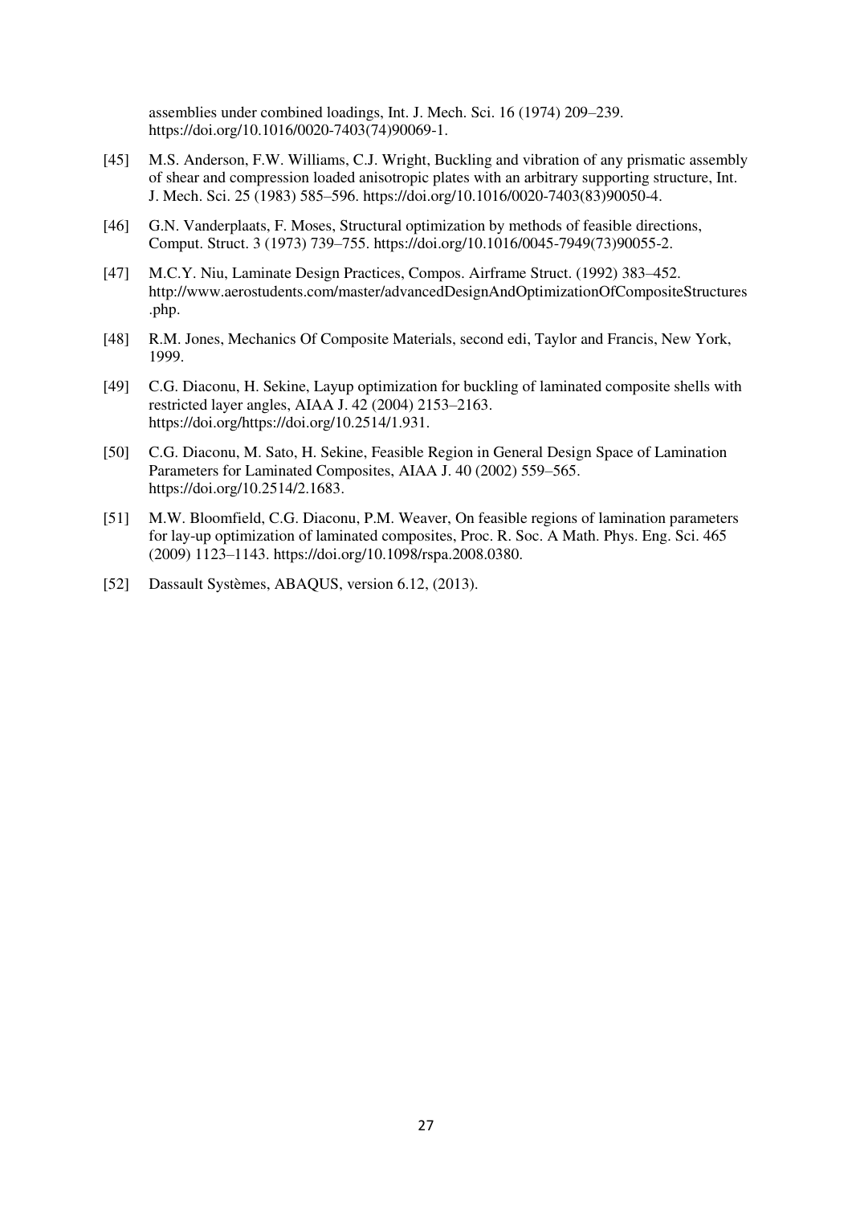assemblies under combined loadings, Int. J. Mech. Sci. 16 (1974) 209–239. https://doi.org/10.1016/0020-7403(74)90069-1.

[45] M.S. Anderson, F.W. Williams, C.J. Wright, Buckling and vibration of any prismatic assembly of shear and compression loaded anisotropic plates with an arbitrary supporting structure, Int. J. Mech. Sci. 25 (1983) 585–596. https://doi.org/10.1016/0020-7403(83)90050-4.

[46] G.N. Vanderplaats, F. Moses, Structural optimization by methods of feasible directions, Comput. Struct. 3 (1973) 739–755. https://doi.org/10.1016/0045-7949(73)90055-2.

[47] M.C.Y. Niu, Laminate Design Practices, Compos. Airframe Struct. (1992) 383–452. http://www.aerostudents.com/master/advancedDesignAndOptimizationOfCompositeStructures.php.

[48] R.M. Jones, Mechanics Of Composite Materials, second edi, Taylor and Francis, New York, 1999.

[49] C.G. Diaconu, H. Sekine, Layup optimization for buckling of laminated composite shells with restricted layer angles, AIAA J. 42 (2004) 2153–2163. https://doi.org/https://doi.org/10.2514/1.931.

[50] C.G. Diaconu, M. Sato, H. Sekine, Feasible Region in General Design Space of Lamination Parameters for Laminated Composites, AIAA J. 40 (2002) 559–565. https://doi.org/10.2514/2.1683.

[51] M.W. Bloomfield, C.G. Diaconu, P.M. Weaver, On feasible regions of lamination parameters for lay-up optimization of laminated composites, Proc. R. Soc. A Math. Phys. Eng. Sci. 465 (2009) 1123–1143. https://doi.org/10.1098/rspa.2008.0380.

[52] Dassault Systèmes, ABAQUS, version 6.12, (2013).